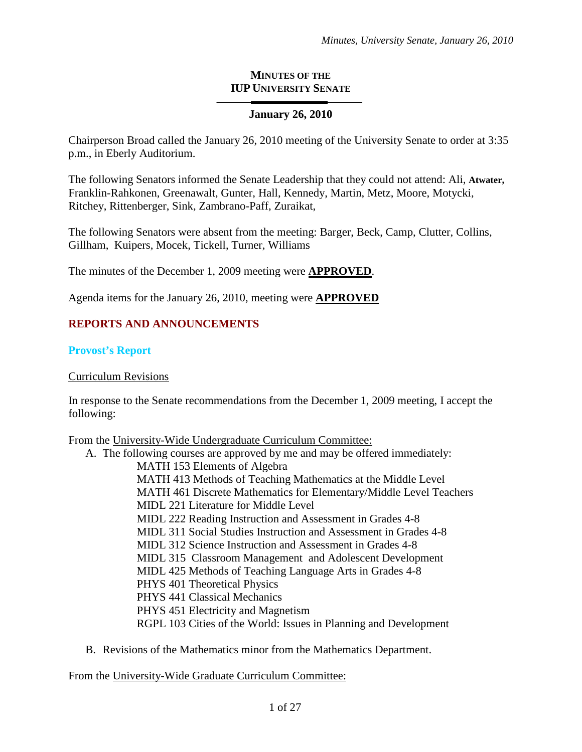# MINUTES OF THE IUP UNIVERSITY SENATE

## January 26, 2010

Chairperson Broad called the January 26, 2010 meeting of the University Senate to order at 3:35 p.m., in Eberly Auditorium.

The following Senators informed the Senate Leadership that they could not attend: Ali, **Atwater,** Franklin-Rahkonen, Greenawalt, Gunter, Hall, Kennedy, Martin, Metz, Moore, Motycki, Ritchey, Rittenberger, Sink, Zambrano-Paff, Zuraikat,

The following Senators were absent from the meeting: Barger, Beck, Camp, Clutter, Collins, Gillham, Kuipers, Mocek, Tickell, Turner, Williams

The minutes of the December 1, 2009 meeting were **APPROVED**.

Agenda items for the January 26, 2010, meeting were **APPROVED**

## REPORTS AND ANNOUNCEMENTS

### Provost's Report

Curriculum Revisions

In response to the Senate recommendations from the December 1, 2009 meeting, I accept the following:

From the University-Wide Undergraduate Curriculum Committee:

A. The following courses are approved by me and may be offered immediately:
   - MATH 153 Elements of Algebra
   - MATH 413 Methods of Teaching Mathematics at the Middle Level
   - MATH 461 Discrete Mathematics for Elementary/Middle Level Teachers
   - MIDL 221 Literature for Middle Level
   - MIDL 222 Reading Instruction and Assessment in Grades 4-8
   - MIDL 311 Social Studies Instruction and Assessment in Grades 4-8
   - MIDL 312 Science Instruction and Assessment in Grades 4-8
   - MIDL 315 Classroom Management and Adolescent Development
   - MIDL 425 Methods of Teaching Language Arts in Grades 4-8
   - PHYS 401 Theoretical Physics
   - PHYS 441 Classical Mechanics
   - PHYS 451 Electricity and Magnetism
   - RGPL 103 Cities of the World: Issues in Planning and Development

B. Revisions of the Mathematics minor from the Mathematics Department.

From the University-Wide Graduate Curriculum Committee: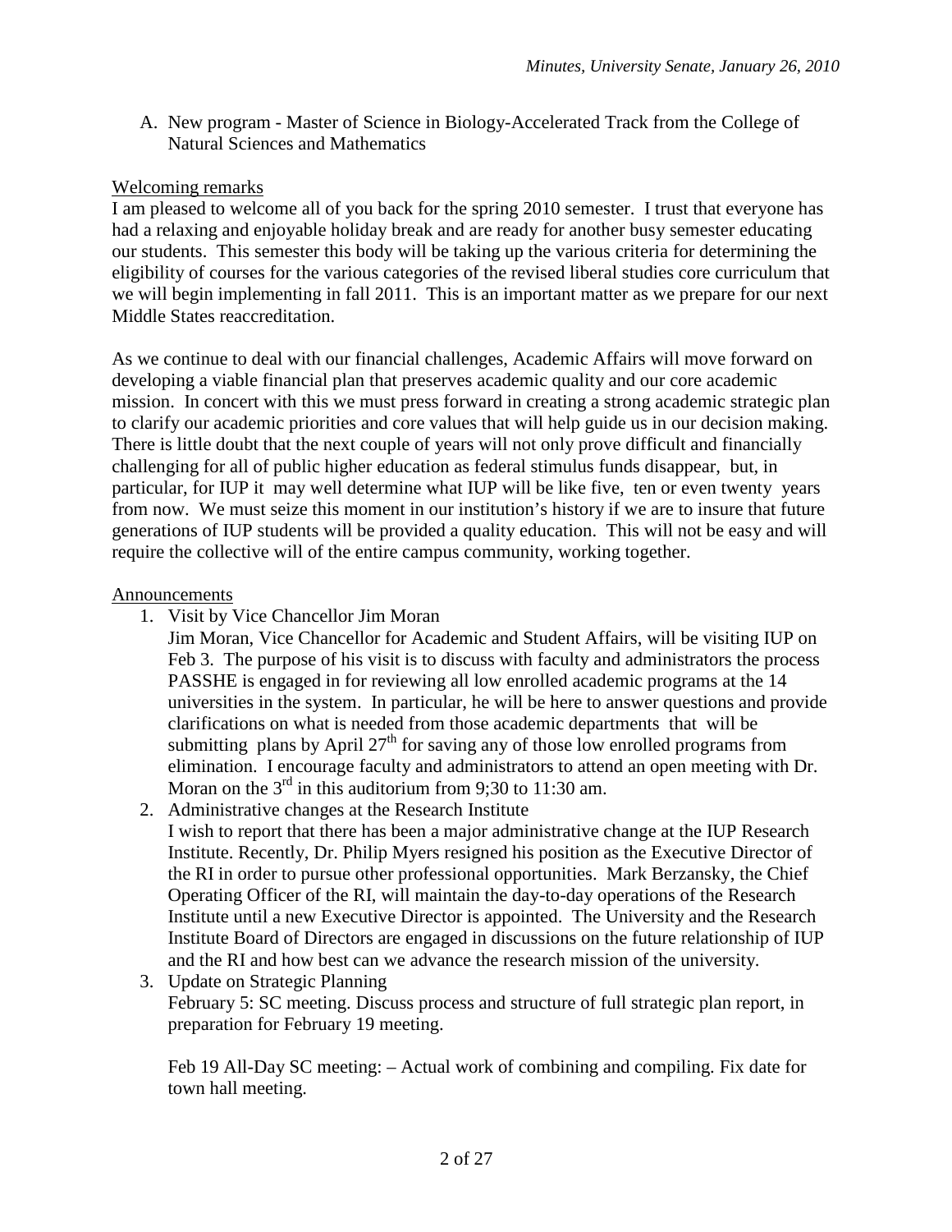A. New program - Master of Science in Biology-Accelerated Track from the College of Natural Sciences and Mathematics

Welcoming remarks

I am pleased to welcome all of you back for the spring 2010 semester. I trust that everyone has had a relaxing and enjoyable holiday break and are ready for another busy semester educating our students. This semester this body will be taking up the various criteria for determining the eligibility of courses for the various categories of the revised liberal studies core curriculum that we will begin implementing in fall 2011. This is an important matter as we prepare for our next Middle States reaccreditation.

As we continue to deal with our financial challenges, Academic Affairs will move forward on developing a viable financial plan that preserves academic quality and our core academic mission. In concert with this we must press forward in creating a strong academic strategic plan to clarify our academic priorities and core values that will help guide us in our decision making. There is little doubt that the next couple of years will not only prove difficult and financially challenging for all of public higher education as federal stimulus funds disappear, but, in particular, for IUP it may well determine what IUP will be like five, ten or even twenty years from now. We must seize this moment in our institution's history if we are to insure that future generations of IUP students will be provided a quality education. This will not be easy and will require the collective will of the entire campus community, working together.

Announcements

1. Visit by Vice Chancellor Jim Moran
   Jim Moran, Vice Chancellor for Academic and Student Affairs, will be visiting IUP on Feb 3. The purpose of his visit is to discuss with faculty and administrators the process PASSHE is engaged in for reviewing all low enrolled academic programs at the 14 universities in the system. In particular, he will be here to answer questions and provide clarifications on what is needed from those academic departments that will be submitting plans by April 27th for saving any of those low enrolled programs from elimination. I encourage faculty and administrators to attend an open meeting with Dr. Moran on the 3rd in this auditorium from 9;30 to 11:30 am.
2. Administrative changes at the Research Institute
   I wish to report that there has been a major administrative change at the IUP Research Institute. Recently, Dr. Philip Myers resigned his position as the Executive Director of the RI in order to pursue other professional opportunities. Mark Berzansky, the Chief Operating Officer of the RI, will maintain the day-to-day operations of the Research Institute until a new Executive Director is appointed. The University and the Research Institute Board of Directors are engaged in discussions on the future relationship of IUP and the RI and how best can we advance the research mission of the university.
3. Update on Strategic Planning
   February 5: SC meeting. Discuss process and structure of full strategic plan report, in preparation for February 19 meeting.

   Feb 19 All-Day SC meeting: – Actual work of combining and compiling. Fix date for town hall meeting.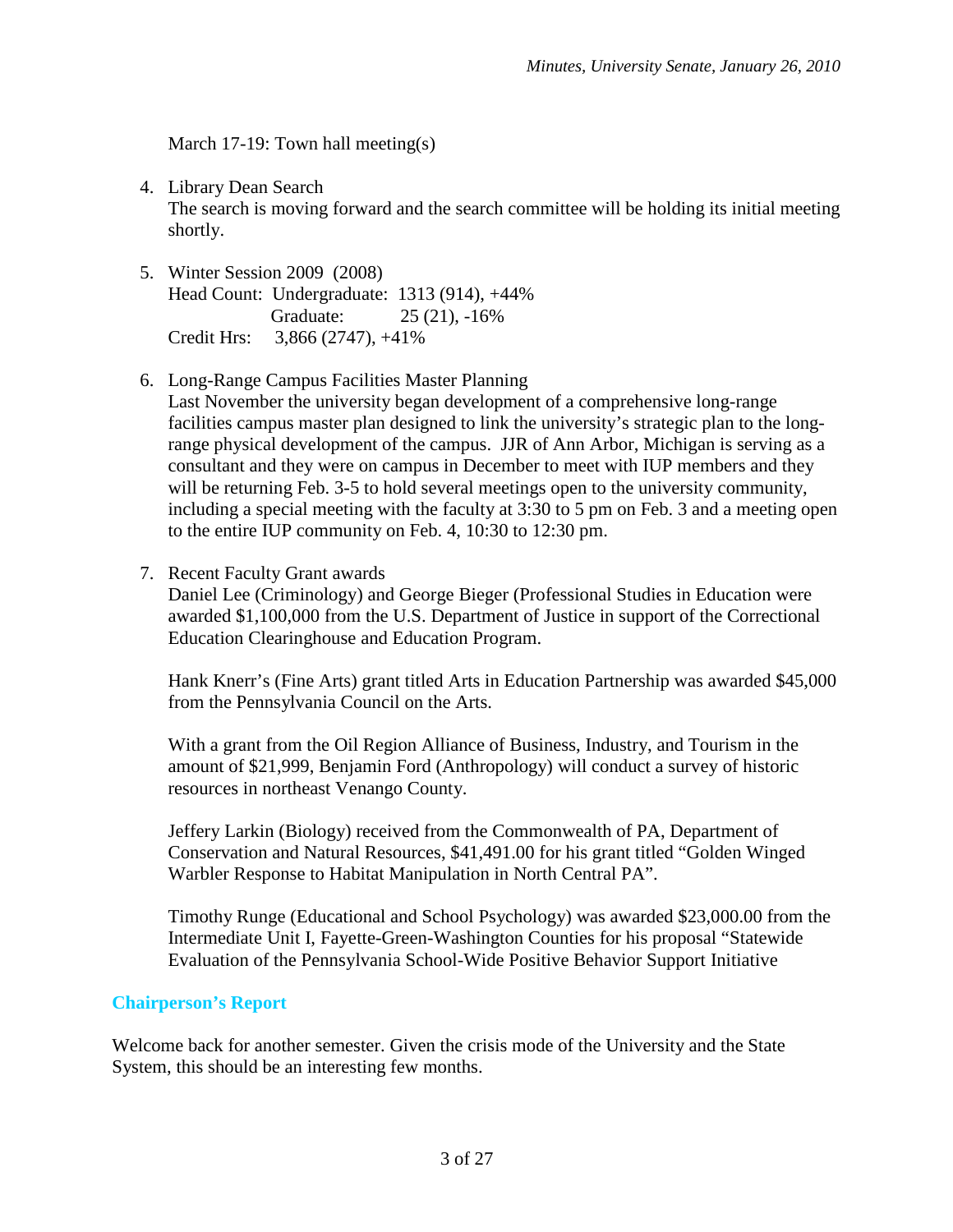March 17-19: Town hall meeting(s)

4. Library Dean Search
   The search is moving forward and the search committee will be holding its initial meeting shortly.

5. Winter Session 2009 (2008)
   Head Count: Undergraduate: 1313 (914), +44%
   Graduate: 25 (21), -16%
   Credit Hrs: 3,866 (2747), +41%

6. Long-Range Campus Facilities Master Planning
   Last November the university began development of a comprehensive long-range facilities campus master plan designed to link the university's strategic plan to the long-range physical development of the campus. JJR of Ann Arbor, Michigan is serving as a consultant and they were on campus in December to meet with IUP members and they will be returning Feb. 3-5 to hold several meetings open to the university community, including a special meeting with the faculty at 3:30 to 5 pm on Feb. 3 and a meeting open to the entire IUP community on Feb. 4, 10:30 to 12:30 pm.

7. Recent Faculty Grant awards
   Daniel Lee (Criminology) and George Bieger (Professional Studies in Education were awarded $1,100,000 from the U.S. Department of Justice in support of the Correctional Education Clearinghouse and Education Program.

   Hank Knerr's (Fine Arts) grant titled Arts in Education Partnership was awarded $45,000 from the Pennsylvania Council on the Arts.

   With a grant from the Oil Region Alliance of Business, Industry, and Tourism in the amount of $21,999, Benjamin Ford (Anthropology) will conduct a survey of historic resources in northeast Venango County.

   Jeffery Larkin (Biology) received from the Commonwealth of PA, Department of Conservation and Natural Resources, $41,491.00 for his grant titled "Golden Winged Warbler Response to Habitat Manipulation in North Central PA".

   Timothy Runge (Educational and School Psychology) was awarded $23,000.00 from the Intermediate Unit I, Fayette-Green-Washington Counties for his proposal "Statewide Evaluation of the Pennsylvania School-Wide Positive Behavior Support Initiative

## Chairperson's Report

Welcome back for another semester. Given the crisis mode of the University and the State System, this should be an interesting few months.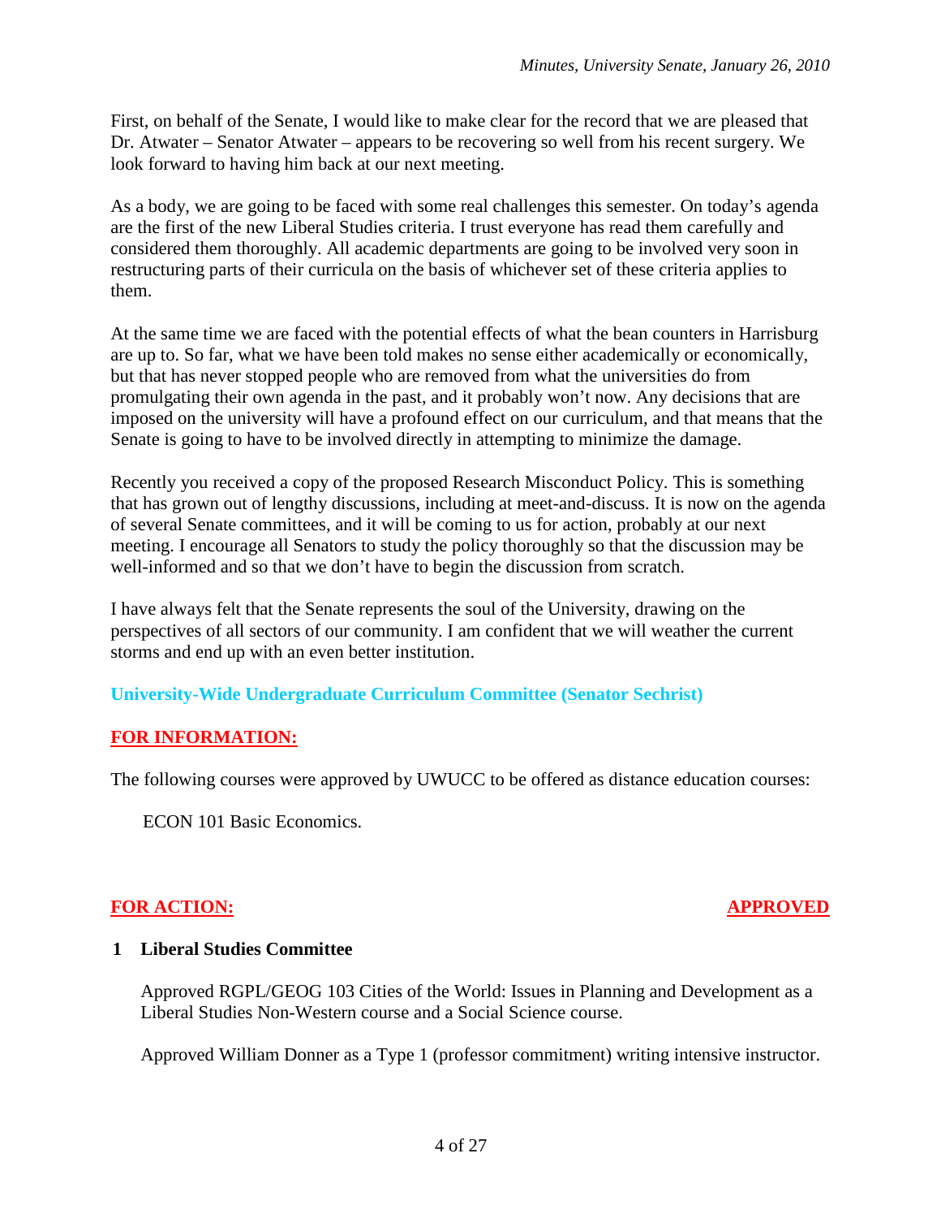First, on behalf of the Senate, I would like to make clear for the record that we are pleased that Dr. Atwater – Senator Atwater – appears to be recovering so well from his recent surgery. We look forward to having him back at our next meeting.

As a body, we are going to be faced with some real challenges this semester. On today's agenda are the first of the new Liberal Studies criteria. I trust everyone has read them carefully and considered them thoroughly. All academic departments are going to be involved very soon in restructuring parts of their curricula on the basis of whichever set of these criteria applies to them.

At the same time we are faced with the potential effects of what the bean counters in Harrisburg are up to. So far, what we have been told makes no sense either academically or economically, but that has never stopped people who are removed from what the universities do from promulgating their own agenda in the past, and it probably won't now. Any decisions that are imposed on the university will have a profound effect on our curriculum, and that means that the Senate is going to have to be involved directly in attempting to minimize the damage.

Recently you received a copy of the proposed Research Misconduct Policy. This is something that has grown out of lengthy discussions, including at meet-and-discuss. It is now on the agenda of several Senate committees, and it will be coming to us for action, probably at our next meeting. I encourage all Senators to study the policy thoroughly so that the discussion may be well-informed and so that we don't have to begin the discussion from scratch.

I have always felt that the Senate represents the soul of the University, drawing on the perspectives of all sectors of our community. I am confident that we will weather the current storms and end up with an even better institution.

## University-Wide Undergraduate Curriculum Committee (Senator Sechrist)

**FOR INFORMATION:**

The following courses were approved by UWUCC to be offered as distance education courses:

ECON 101 Basic Economics.

**FOR ACTION:** **APPROVED**

**1 Liberal Studies Committee**

Approved RGPL/GEOG 103 Cities of the World: Issues in Planning and Development as a Liberal Studies Non-Western course and a Social Science course.

Approved William Donner as a Type 1 (professor commitment) writing intensive instructor.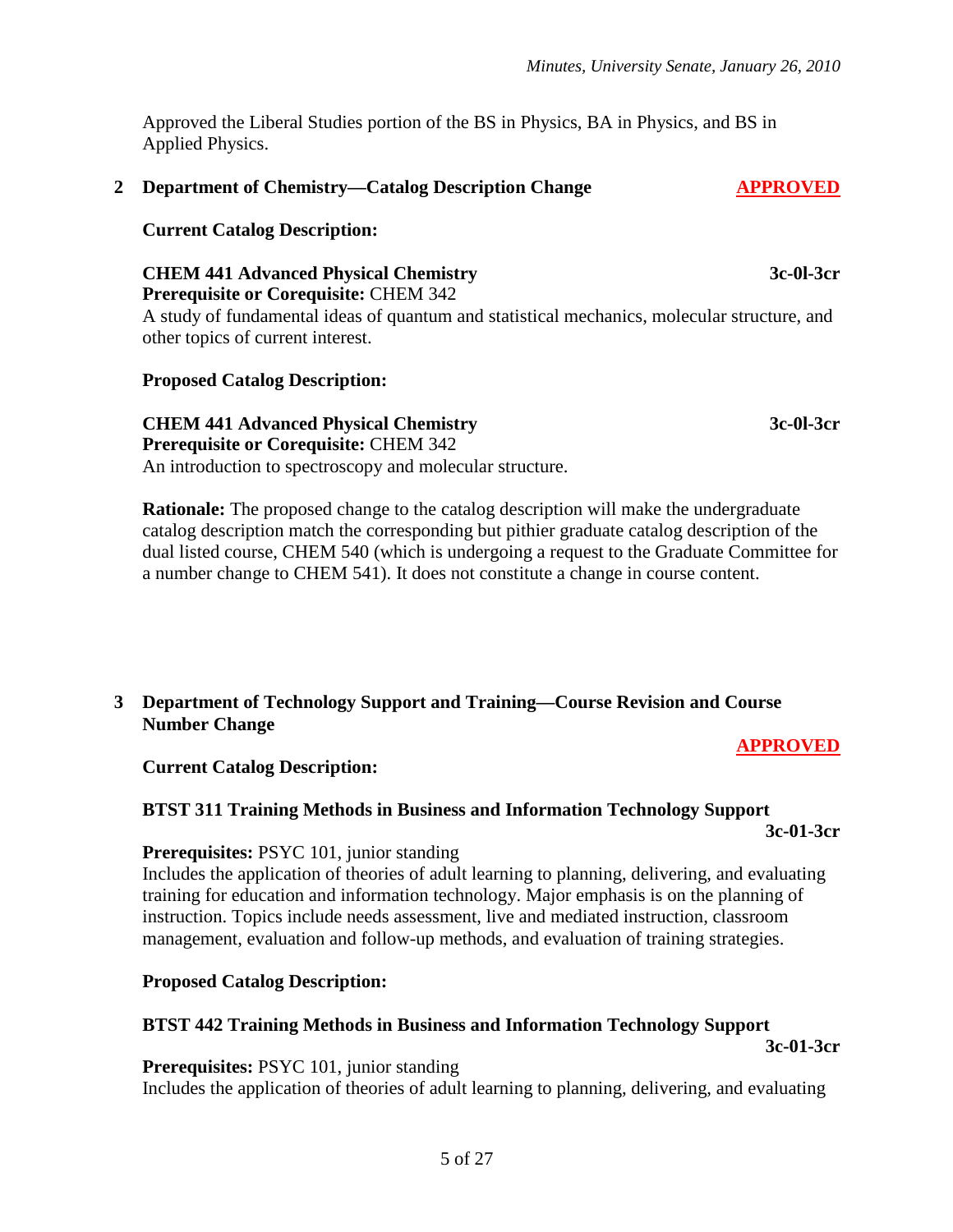Approved the Liberal Studies portion of the BS in Physics, BA in Physics, and BS in Applied Physics.

**2 Department of Chemistry—Catalog Description Change** **APPROVED**

**Current Catalog Description:**

**CHEM 441 Advanced Physical Chemistry** **3c-0l-3cr**
**Prerequisite or Corequisite:** CHEM 342
A study of fundamental ideas of quantum and statistical mechanics, molecular structure, and other topics of current interest.

**Proposed Catalog Description:**

**CHEM 441 Advanced Physical Chemistry** **3c-0l-3cr**
**Prerequisite or Corequisite:** CHEM 342
An introduction to spectroscopy and molecular structure.

**Rationale:** The proposed change to the catalog description will make the undergraduate catalog description match the corresponding but pithier graduate catalog description of the dual listed course, CHEM 540 (which is undergoing a request to the Graduate Committee for a number change to CHEM 541). It does not constitute a change in course content.

**3 Department of Technology Support and Training—Course Revision and Course Number Change**

**APPROVED**

**Current Catalog Description:**

**BTST 311 Training Methods in Business and Information Technology Support**
**3c-01-3cr**

**Prerequisites:** PSYC 101, junior standing
Includes the application of theories of adult learning to planning, delivering, and evaluating training for education and information technology. Major emphasis is on the planning of instruction. Topics include needs assessment, live and mediated instruction, classroom management, evaluation and follow-up methods, and evaluation of training strategies.

**Proposed Catalog Description:**

**BTST 442 Training Methods in Business and Information Technology Support**
**3c-01-3cr**

**Prerequisites:** PSYC 101, junior standing
Includes the application of theories of adult learning to planning, delivering, and evaluating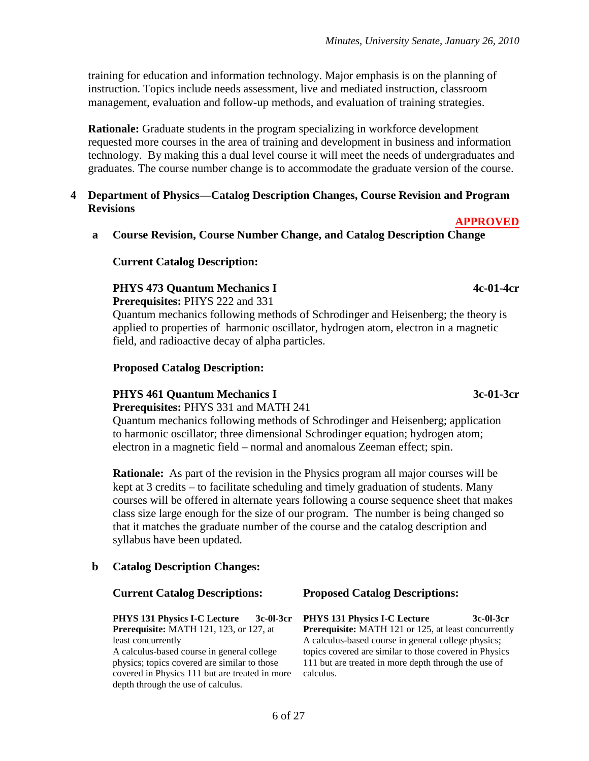training for education and information technology. Major emphasis is on the planning of instruction. Topics include needs assessment, live and mediated instruction, classroom management, evaluation and follow-up methods, and evaluation of training strategies.

**Rationale:** Graduate students in the program specializing in workforce development requested more courses in the area of training and development in business and information technology. By making this a dual level course it will meet the needs of undergraduates and graduates. The course number change is to accommodate the graduate version of the course.

## 4 Department of Physics—Catalog Description Changes, Course Revision and Program Revisions

**APPROVED**

### a Course Revision, Course Number Change, and Catalog Description Change

**Current Catalog Description:**

**PHYS 473 Quantum Mechanics I** **4c-01-4cr**
**Prerequisites:** PHYS 222 and 331
Quantum mechanics following methods of Schrodinger and Heisenberg; the theory is applied to properties of harmonic oscillator, hydrogen atom, electron in a magnetic field, and radioactive decay of alpha particles.

**Proposed Catalog Description:**

**PHYS 461 Quantum Mechanics I** **3c-01-3cr**
**Prerequisites:** PHYS 331 and MATH 241
Quantum mechanics following methods of Schrodinger and Heisenberg; application to harmonic oscillator; three dimensional Schrodinger equation; hydrogen atom; electron in a magnetic field – normal and anomalous Zeeman effect; spin.

**Rationale:** As part of the revision in the Physics program all major courses will be kept at 3 credits – to facilitate scheduling and timely graduation of students. Many courses will be offered in alternate years following a course sequence sheet that makes class size large enough for the size of our program. The number is being changed so that it matches the graduate number of the course and the catalog description and syllabus have been updated.

### b Catalog Description Changes:

**Current Catalog Descriptions:**

**PHYS 131 Physics I-C Lecture** **3c-0l-3cr**
**Prerequisite:** MATH 121, 123, or 127, at least concurrently
A calculus-based course in general college physics; topics covered are similar to those covered in Physics 111 but are treated in more depth through the use of calculus.

**Proposed Catalog Descriptions:**

**PHYS 131 Physics I-C Lecture** **3c-0l-3cr**
**Prerequisite:** MATH 121 or 125, at least concurrently
A calculus-based course in general college physics; topics covered are similar to those covered in Physics 111 but are treated in more depth through the use of calculus.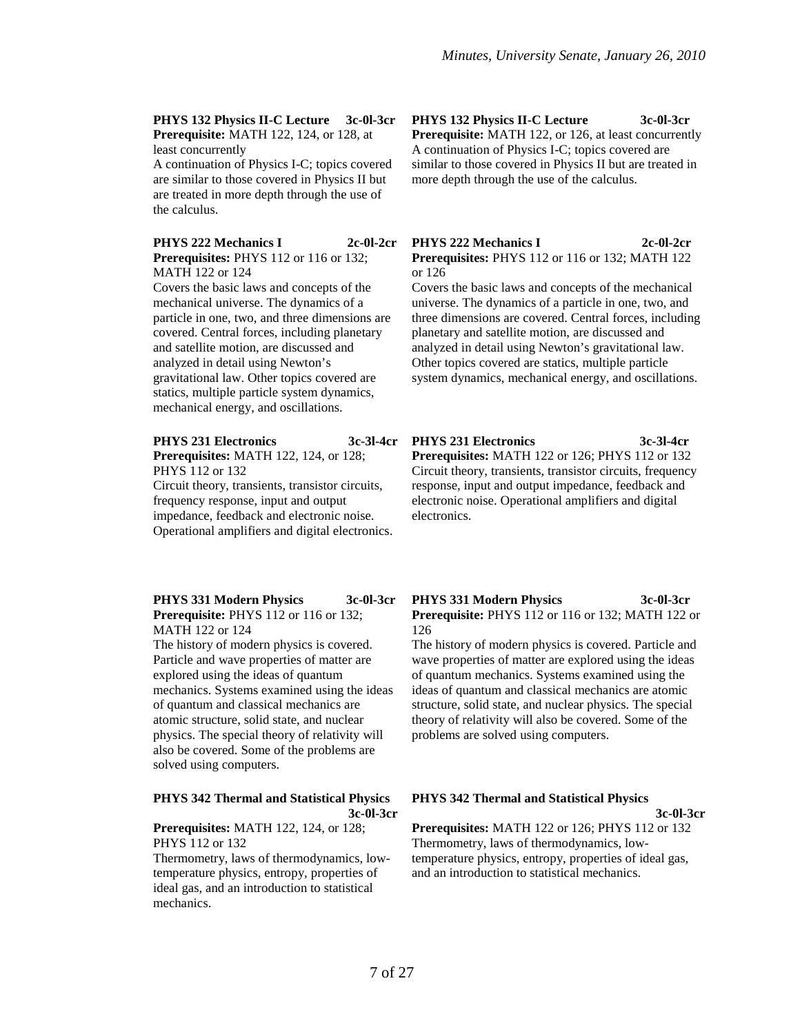**PHYS 132 Physics II-C Lecture 3c-0l-3cr**
**Prerequisite:** MATH 122, 124, or 128, at least concurrently
A continuation of Physics I-C; topics covered are similar to those covered in Physics II but are treated in more depth through the use of the calculus.

**PHYS 132 Physics II-C Lecture 3c-0l-3cr**
**Prerequisite:** MATH 122, or 126, at least concurrently
A continuation of Physics I-C; topics covered are similar to those covered in Physics II but are treated in more depth through the use of the calculus.

**PHYS 222 Mechanics I 2c-0l-2cr**
**Prerequisites:** PHYS 112 or 116 or 132; MATH 122 or 124
Covers the basic laws and concepts of the mechanical universe. The dynamics of a particle in one, two, and three dimensions are covered. Central forces, including planetary and satellite motion, are discussed and analyzed in detail using Newton's gravitational law. Other topics covered are statics, multiple particle system dynamics, mechanical energy, and oscillations.

**PHYS 222 Mechanics I 2c-0l-2cr**
**Prerequisites:** PHYS 112 or 116 or 132; MATH 122 or 126
Covers the basic laws and concepts of the mechanical universe. The dynamics of a particle in one, two, and three dimensions are covered. Central forces, including planetary and satellite motion, are discussed and analyzed in detail using Newton's gravitational law. Other topics covered are statics, multiple particle system dynamics, mechanical energy, and oscillations.

**PHYS 231 Electronics 3c-3l-4cr**
**Prerequisites:** MATH 122, 124, or 128; PHYS 112 or 132
Circuit theory, transients, transistor circuits, frequency response, input and output impedance, feedback and electronic noise. Operational amplifiers and digital electronics.

**PHYS 231 Electronics 3c-3l-4cr**
**Prerequisites:** MATH 122 or 126; PHYS 112 or 132
Circuit theory, transients, transistor circuits, frequency response, input and output impedance, feedback and electronic noise. Operational amplifiers and digital electronics.

**PHYS 331 Modern Physics 3c-0l-3cr**
**Prerequisite:** PHYS 112 or 116 or 132; MATH 122 or 124
The history of modern physics is covered. Particle and wave properties of matter are explored using the ideas of quantum mechanics. Systems examined using the ideas of quantum and classical mechanics are atomic structure, solid state, and nuclear physics. The special theory of relativity will also be covered. Some of the problems are solved using computers.

**PHYS 331 Modern Physics 3c-0l-3cr**
**Prerequisite:** PHYS 112 or 116 or 132; MATH 122 or 126
The history of modern physics is covered. Particle and wave properties of matter are explored using the ideas of quantum mechanics. Systems examined using the ideas of quantum and classical mechanics are atomic structure, solid state, and nuclear physics. The special theory of relativity will also be covered. Some of the problems are solved using computers.

**PHYS 342 Thermal and Statistical Physics 3c-0l-3cr**
**Prerequisites:** MATH 122, 124, or 128; PHYS 112 or 132
Thermometry, laws of thermodynamics, low-temperature physics, entropy, properties of ideal gas, and an introduction to statistical mechanics.

**PHYS 342 Thermal and Statistical Physics 3c-0l-3cr**
**Prerequisites:** MATH 122 or 126; PHYS 112 or 132
Thermometry, laws of thermodynamics, low-temperature physics, entropy, properties of ideal gas, and an introduction to statistical mechanics.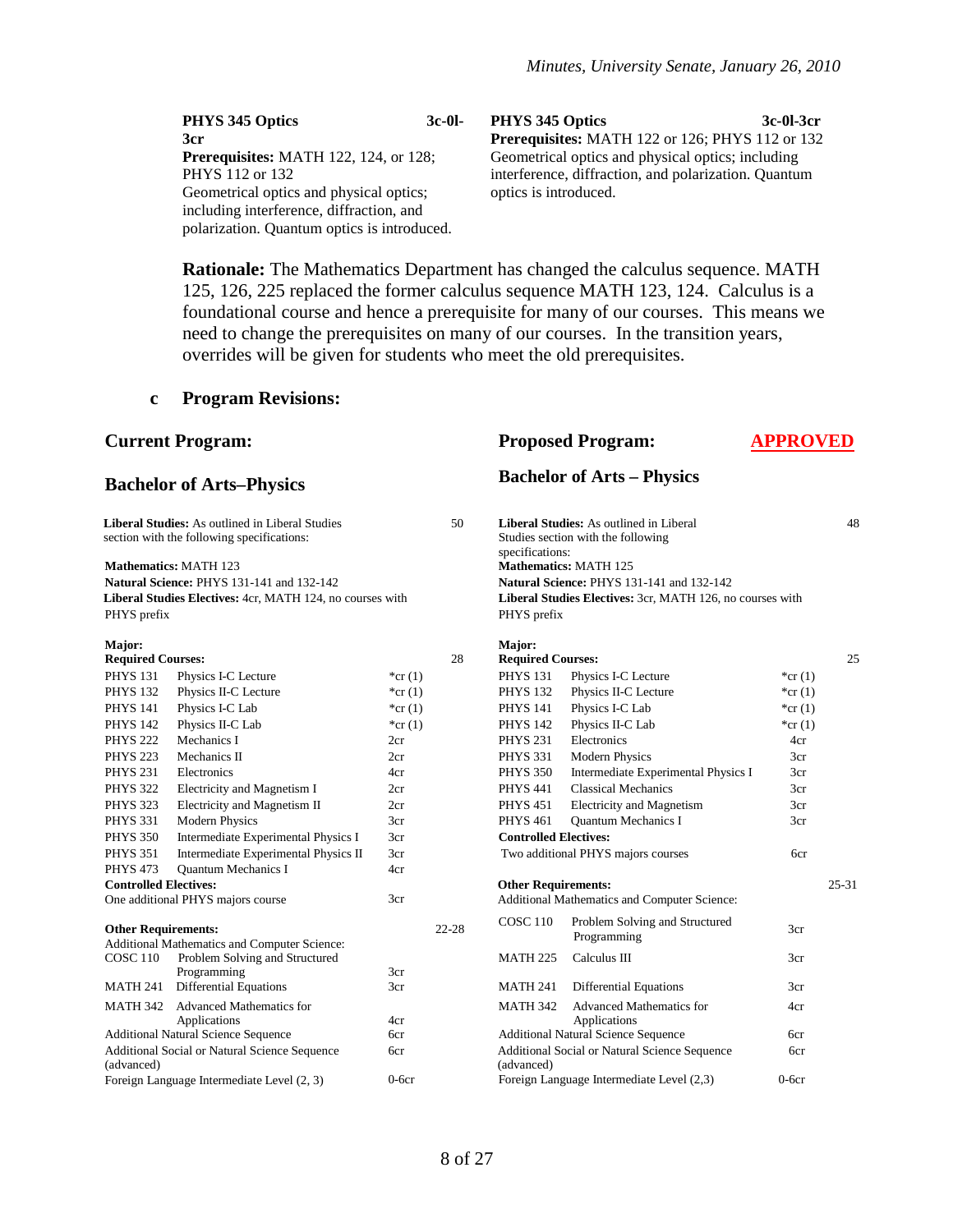**PHYS 345 Optics** **3c-0l-3cr**
**Prerequisites:** MATH 122, 124, or 128; PHYS 112 or 132
Geometrical optics and physical optics; including interference, diffraction, and polarization. Quantum optics is introduced.

**PHYS 345 Optics** **3c-0l-3cr**
**Prerequisites:** MATH 122 or 126; PHYS 112 or 132
Geometrical optics and physical optics; including interference, diffraction, and polarization. Quantum optics is introduced.

**Rationale:** The Mathematics Department has changed the calculus sequence. MATH 125, 126, 225 replaced the former calculus sequence MATH 123, 124. Calculus is a foundational course and hence a prerequisite for many of our courses. This means we need to change the prerequisites on many of our courses. In the transition years, overrides will be given for students who meet the old prerequisites.

**c Program Revisions:**

## Current Program:

## Bachelor of Arts–Physics

| | | | |
|---|---|---|---|
| **Liberal Studies:** As outlined in Liberal Studies section with the following specifications: | | | 50 |
| **Mathematics:** MATH 123 | | | |
| **Natural Science:** PHYS 131-141 and 132-142 | | | |
| **Liberal Studies Electives:** 4cr, MATH 124, no courses with PHYS prefix | | | |
| **Major:** | | | |
| **Required Courses:** | | | 28 |
| PHYS 131 | Physics I-C Lecture | *cr (1) | |
| PHYS 132 | Physics II-C Lecture | *cr (1) | |
| PHYS 141 | Physics I-C Lab | *cr (1) | |
| PHYS 142 | Physics II-C Lab | *cr (1) | |
| PHYS 222 | Mechanics I | 2cr | |
| PHYS 223 | Mechanics II | 2cr | |
| PHYS 231 | Electronics | 4cr | |
| PHYS 322 | Electricity and Magnetism I | 2cr | |
| PHYS 323 | Electricity and Magnetism II | 2cr | |
| PHYS 331 | Modern Physics | 3cr | |
| PHYS 350 | Intermediate Experimental Physics I | 3cr | |
| PHYS 351 | Intermediate Experimental Physics II | 3cr | |
| PHYS 473 | Quantum Mechanics I | 4cr | |
| **Controlled Electives:** | | | |
| One additional PHYS majors course | | 3cr | |
| **Other Requirements:** | | | 22-28 |
| Additional Mathematics and Computer Science: | | | |
| COSC 110 | Problem Solving and Structured Programming | 3cr | |
| MATH 241 | Differential Equations | 3cr | |
| MATH 342 | Advanced Mathematics for Applications | 4cr | |
| Additional Natural Science Sequence | | 6cr | |
| Additional Social or Natural Science Sequence (advanced) | | 6cr | |
| Foreign Language Intermediate Level (2, 3) | | 0-6cr | |

## Proposed Program: APPROVED

## Bachelor of Arts – Physics

| | | | |
|---|---|---|---|
| **Liberal Studies:** As outlined in Liberal Studies section with the following specifications: | | | 48 |
| **Mathematics:** MATH 125 | | | |
| **Natural Science:** PHYS 131-141 and 132-142 | | | |
| **Liberal Studies Electives:** 3cr, MATH 126, no courses with PHYS prefix | | | |
| **Major:** | | | |
| **Required Courses:** | | | 25 |
| PHYS 131 | Physics I-C Lecture | *cr (1) | |
| PHYS 132 | Physics II-C Lecture | *cr (1) | |
| PHYS 141 | Physics I-C Lab | *cr (1) | |
| PHYS 142 | Physics II-C Lab | *cr (1) | |
| PHYS 231 | Electronics | 4cr | |
| PHYS 331 | Modern Physics | 3cr | |
| PHYS 350 | Intermediate Experimental Physics I | 3cr | |
| PHYS 441 | Classical Mechanics | 3cr | |
| PHYS 451 | Electricity and Magnetism | 3cr | |
| PHYS 461 | Quantum Mechanics I | 3cr | |
| **Controlled Electives:** | | | |
| Two additional PHYS majors courses | | 6cr | |
| **Other Requirements:** | | | 25-31 |
| Additional Mathematics and Computer Science: | | | |
| COSC 110 | Problem Solving and Structured Programming | 3cr | |
| MATH 225 | Calculus III | 3cr | |
| MATH 241 | Differential Equations | 3cr | |
| MATH 342 | Advanced Mathematics for Applications | 4cr | |
| Additional Natural Science Sequence | | 6cr | |
| Additional Social or Natural Science Sequence (advanced) | | 6cr | |
| Foreign Language Intermediate Level (2,3) | | 0-6cr | |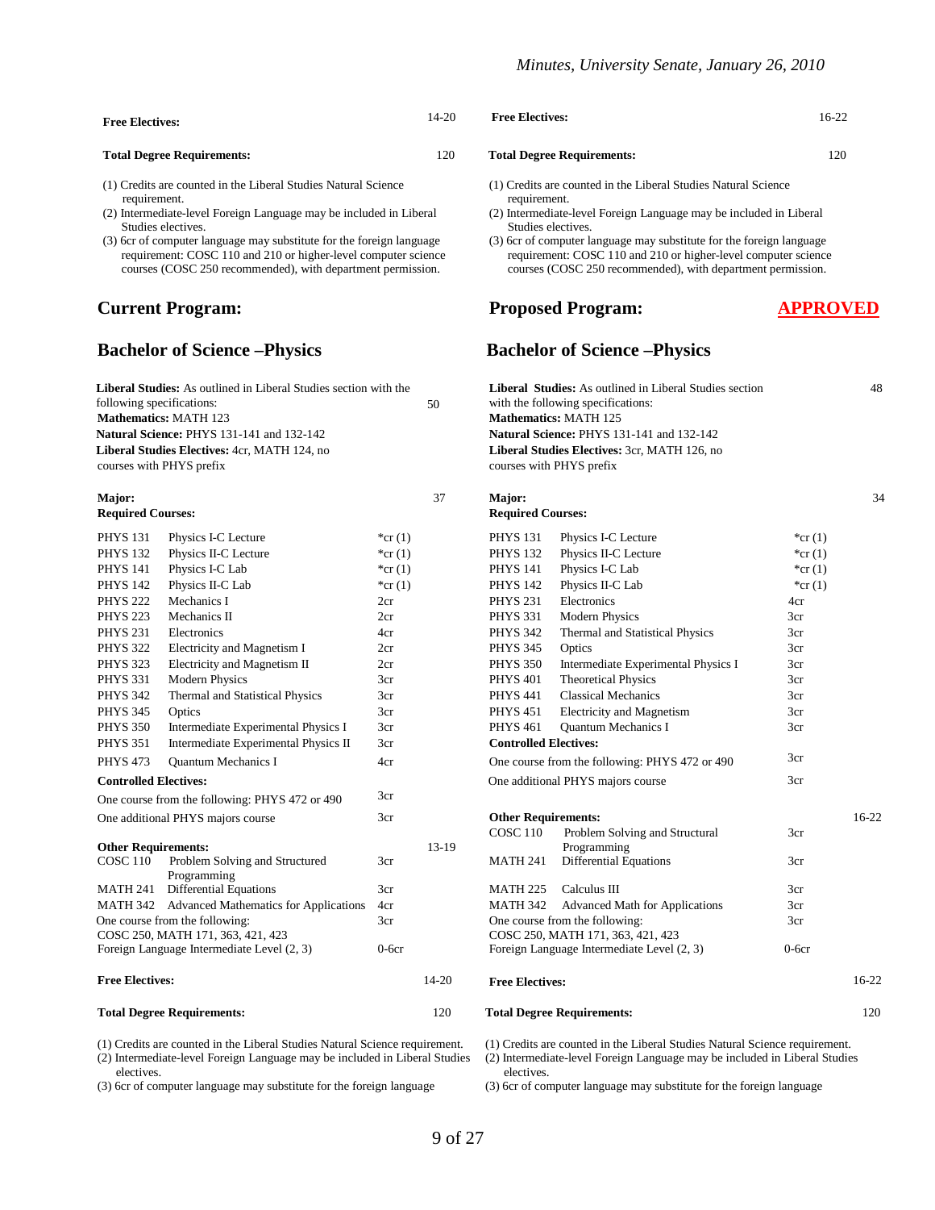| | |
|---|---|
| **Free Electives:** | 14-20 |
| **Total Degree Requirements:** | 120 |

(1) Credits are counted in the Liberal Studies Natural Science requirement.
(2) Intermediate-level Foreign Language may be included in Liberal Studies electives.
(3) 6cr of computer language may substitute for the foreign language requirement: COSC 110 and 210 or higher-level computer science courses (COSC 250 recommended), with department permission.

| | |
|---|---|
| **Free Electives:** | 16-22 |
| **Total Degree Requirements:** | 120 |

(1) Credits are counted in the Liberal Studies Natural Science requirement.
(2) Intermediate-level Foreign Language may be included in Liberal Studies electives.
(3) 6cr of computer language may substitute for the foreign language requirement: COSC 110 and 210 or higher-level computer science courses (COSC 250 recommended), with department permission.

## Current Program:

## Bachelor of Science –Physics

| | | | |
|---|---|---|---|
| **Liberal Studies:** As outlined in Liberal Studies section with the following specifications: | | | 50 |
| **Mathematics:** MATH 123 | | | |
| **Natural Science:** PHYS 131-141 and 132-142 | | | |
| **Liberal Studies Electives:** 4cr, MATH 124, no courses with PHYS prefix | | | |
| **Major:** | | | 37 |
| **Required Courses:** | | | |
| PHYS 131 | Physics I-C Lecture | *cr (1) | |
| PHYS 132 | Physics II-C Lecture | *cr (1) | |
| PHYS 141 | Physics I-C Lab | *cr (1) | |
| PHYS 142 | Physics II-C Lab | *cr (1) | |
| PHYS 222 | Mechanics I | 2cr | |
| PHYS 223 | Mechanics II | 2cr | |
| PHYS 231 | Electronics | 4cr | |
| PHYS 322 | Electricity and Magnetism I | 2cr | |
| PHYS 323 | Electricity and Magnetism II | 2cr | |
| PHYS 331 | Modern Physics | 3cr | |
| PHYS 342 | Thermal and Statistical Physics | 3cr | |
| PHYS 345 | Optics | 3cr | |
| PHYS 350 | Intermediate Experimental Physics I | 3cr | |
| PHYS 351 | Intermediate Experimental Physics II | 3cr | |
| PHYS 473 | Quantum Mechanics I | 4cr | |
| **Controlled Electives:** | | | |
| One course from the following: PHYS 472 or 490 | | 3cr | |
| One additional PHYS majors course | | 3cr | |
| **Other Requirements:** | | | 13-19 |
| COSC 110 | Problem Solving and Structured Programming | 3cr | |
| MATH 241 | Differential Equations | 3cr | |
| MATH 342 | Advanced Mathematics for Applications | 4cr | |
| One course from the following: COSC 250, MATH 171, 363, 421, 423 | | 3cr | |
| Foreign Language Intermediate Level (2, 3) | | 0-6cr | |
| **Free Electives:** | | | 14-20 |
| **Total Degree Requirements:** | | | 120 |

(1) Credits are counted in the Liberal Studies Natural Science requirement.
(2) Intermediate-level Foreign Language may be included in Liberal Studies electives.
(3) 6cr of computer language may substitute for the foreign language

## Proposed Program: APPROVED

## Bachelor of Science –Physics

| | | | |
|---|---|---|---|
| **Liberal Studies:** As outlined in Liberal Studies section with the following specifications: | | | 48 |
| **Mathematics:** MATH 125 | | | |
| **Natural Science:** PHYS 131-141 and 132-142 | | | |
| **Liberal Studies Electives:** 3cr, MATH 126, no courses with PHYS prefix | | | |
| **Major:** | | | 34 |
| **Required Courses:** | | | |
| PHYS 131 | Physics I-C Lecture | *cr (1) | |
| PHYS 132 | Physics II-C Lecture | *cr (1) | |
| PHYS 141 | Physics I-C Lab | *cr (1) | |
| PHYS 142 | Physics II-C Lab | *cr (1) | |
| PHYS 231 | Electronics | 4cr | |
| PHYS 331 | Modern Physics | 3cr | |
| PHYS 342 | Thermal and Statistical Physics | 3cr | |
| PHYS 345 | Optics | 3cr | |
| PHYS 350 | Intermediate Experimental Physics I | 3cr | |
| PHYS 401 | Theoretical Physics | 3cr | |
| PHYS 441 | Classical Mechanics | 3cr | |
| PHYS 451 | Electricity and Magnetism | 3cr | |
| PHYS 461 | Quantum Mechanics I | 3cr | |
| **Controlled Electives:** | | | |
| One course from the following: PHYS 472 or 490 | | 3cr | |
| One additional PHYS majors course | | 3cr | |
| **Other Requirements:** | | | 16-22 |
| COSC 110 | Problem Solving and Structural Programming | 3cr | |
| MATH 241 | Differential Equations | 3cr | |
| MATH 225 | Calculus III | 3cr | |
| MATH 342 | Advanced Math for Applications | 3cr | |
| One course from the following: COSC 250, MATH 171, 363, 421, 423 | | 3cr | |
| Foreign Language Intermediate Level (2, 3) | | 0-6cr | |
| **Free Electives:** | | | 16-22 |
| **Total Degree Requirements:** | | | 120 |

(1) Credits are counted in the Liberal Studies Natural Science requirement.
(2) Intermediate-level Foreign Language may be included in Liberal Studies electives.
(3) 6cr of computer language may substitute for the foreign language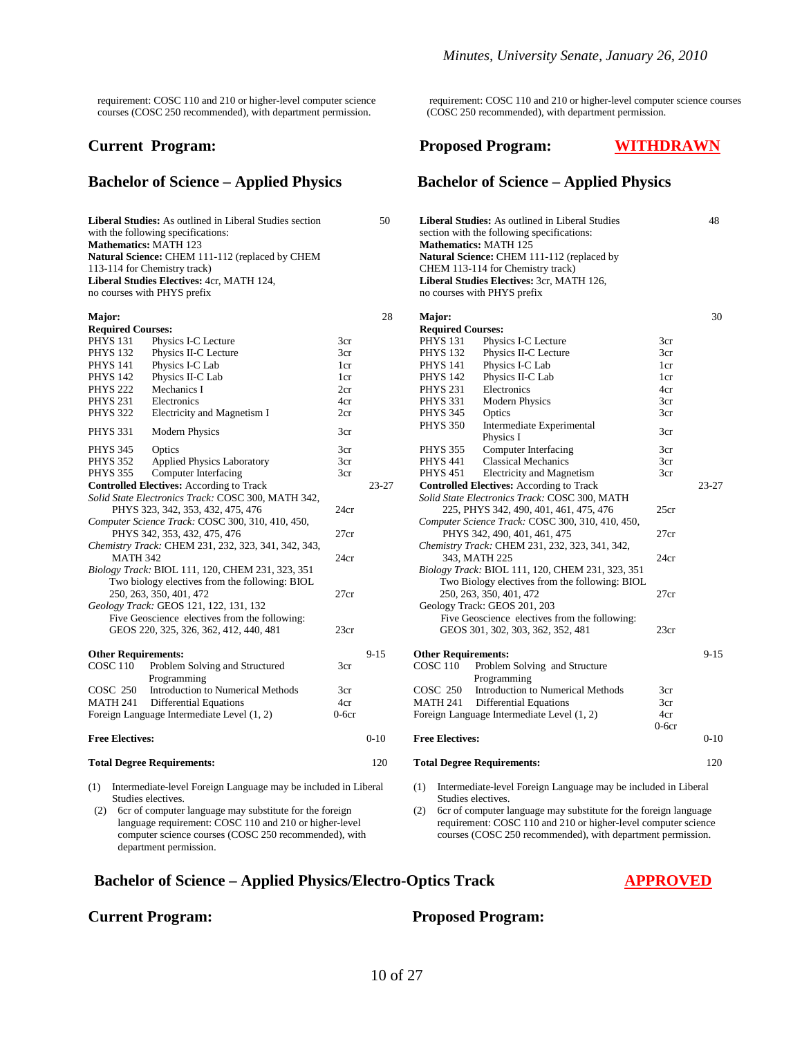requirement: COSC 110 and 210 or higher-level computer science courses (COSC 250 recommended), with department permission.

## Current Program:

## Bachelor of Science – Applied Physics

| | | | |
|---|---|---|---|
| **Liberal Studies:** As outlined in Liberal Studies section with the following specifications: | | | 50 |
| **Mathematics:** MATH 123 | | | |
| **Natural Science:** CHEM 111-112 (replaced by CHEM 113-114 for Chemistry track) | | | |
| **Liberal Studies Electives:** 4cr, MATH 124, no courses with PHYS prefix | | | |
| **Major:** | | | 28 |
| **Required Courses:** | | | |
| PHYS 131 | Physics I-C Lecture | 3cr | |
| PHYS 132 | Physics II-C Lecture | 3cr | |
| PHYS 141 | Physics I-C Lab | 1cr | |
| PHYS 142 | Physics II-C Lab | 1cr | |
| PHYS 222 | Mechanics I | 2cr | |
| PHYS 231 | Electronics | 4cr | |
| PHYS 322 | Electricity and Magnetism I | 2cr | |
| PHYS 331 | Modern Physics | 3cr | |
| PHYS 345 | Optics | 3cr | |
| PHYS 352 | Applied Physics Laboratory | 3cr | |
| PHYS 355 | Computer Interfacing | 3cr | |
| **Controlled Electives:** According to Track | | | 23-27 |
| *Solid State Electronics Track:* COSC 300, MATH 342, PHYS 323, 342, 353, 432, 475, 476 | | 24cr | |
| *Computer Science Track:* COSC 300, 310, 410, 450, PHYS 342, 353, 432, 475, 476 | | 27cr | |
| *Chemistry Track:* CHEM 231, 232, 323, 341, 342, 343, MATH 342 | | 24cr | |
| *Biology Track:* BIOL 111, 120, CHEM 231, 323, 351 Two biology electives from the following: BIOL 250, 263, 350, 401, 472 | | 27cr | |
| *Geology Track:* GEOS 121, 122, 131, 132 Five Geoscience electives from the following: GEOS 220, 325, 326, 362, 412, 440, 481 | | 23cr | |
| **Other Requirements:** | | | 9-15 |
| COSC 110 | Problem Solving and Structured Programming | 3cr | |
| COSC 250 | Introduction to Numerical Methods | 3cr | |
| MATH 241 | Differential Equations | 4cr | |
| Foreign Language Intermediate Level (1, 2) | | 0-6cr | |
| **Free Electives:** | | | 0-10 |
| **Total Degree Requirements:** | | | 120 |

(1) Intermediate-level Foreign Language may be included in Liberal Studies electives.
(2) 6cr of computer language may substitute for the foreign language requirement: COSC 110 and 210 or higher-level computer science courses (COSC 250 recommended), with department permission.

## Proposed Program: WITHDRAWN

## Bachelor of Science – Applied Physics

| | | | |
|---|---|---|---|
| **Liberal Studies:** As outlined in Liberal Studies section with the following specifications: | | | 48 |
| **Mathematics:** MATH 125 | | | |
| **Natural Science:** CHEM 111-112 (replaced by CHEM 113-114 for Chemistry track) | | | |
| **Liberal Studies Electives:** 3cr, MATH 126, no courses with PHYS prefix | | | |
| **Major:** | | | 30 |
| **Required Courses:** | | | |
| PHYS 131 | Physics I-C Lecture | 3cr | |
| PHYS 132 | Physics II-C Lecture | 3cr | |
| PHYS 141 | Physics I-C Lab | 1cr | |
| PHYS 142 | Physics II-C Lab | 1cr | |
| PHYS 231 | Electronics | 4cr | |
| PHYS 331 | Modern Physics | 3cr | |
| PHYS 345 | Optics | 3cr | |
| PHYS 350 | Intermediate Experimental Physics I | 3cr | |
| PHYS 355 | Computer Interfacing | 3cr | |
| PHYS 441 | Classical Mechanics | 3cr | |
| PHYS 451 | Electricity and Magnetism | 3cr | |
| **Controlled Electives:** According to Track | | | 23-27 |
| *Solid State Electronics Track:* COSC 300, MATH 225, PHYS 342, 490, 401, 461, 475, 476 | | 25cr | |
| *Computer Science Track:* COSC 300, 310, 410, 450, PHYS 342, 490, 401, 461, 475 | | 27cr | |
| *Chemistry Track:* CHEM 231, 232, 323, 341, 342, 343, MATH 225 | | 24cr | |
| *Biology Track:* BIOL 111, 120, CHEM 231, 323, 351 Two Biology electives from the following: BIOL 250, 263, 350, 401, 472 | | 27cr | |
| Geology Track: GEOS 201, 203 Five Geoscience electives from the following: GEOS 301, 302, 303, 362, 352, 481 | | 23cr | |
| **Other Requirements:** | | | 9-15 |
| COSC 110 | Problem Solving and Structure Programming | 3cr | |
| COSC 250 | Introduction to Numerical Methods | 3cr | |
| MATH 241 | Differential Equations | 4cr | |
| Foreign Language Intermediate Level (1, 2) | | 0-6cr | |
| **Free Electives:** | | | 0-10 |
| **Total Degree Requirements:** | | | 120 |

(1) Intermediate-level Foreign Language may be included in Liberal Studies electives.
(2) 6cr of computer language may substitute for the foreign language requirement: COSC 110 and 210 or higher-level computer science courses (COSC 250 recommended), with department permission.

## Bachelor of Science – Applied Physics/Electro-Optics Track — APPROVED

## Current Program:

## Proposed Program: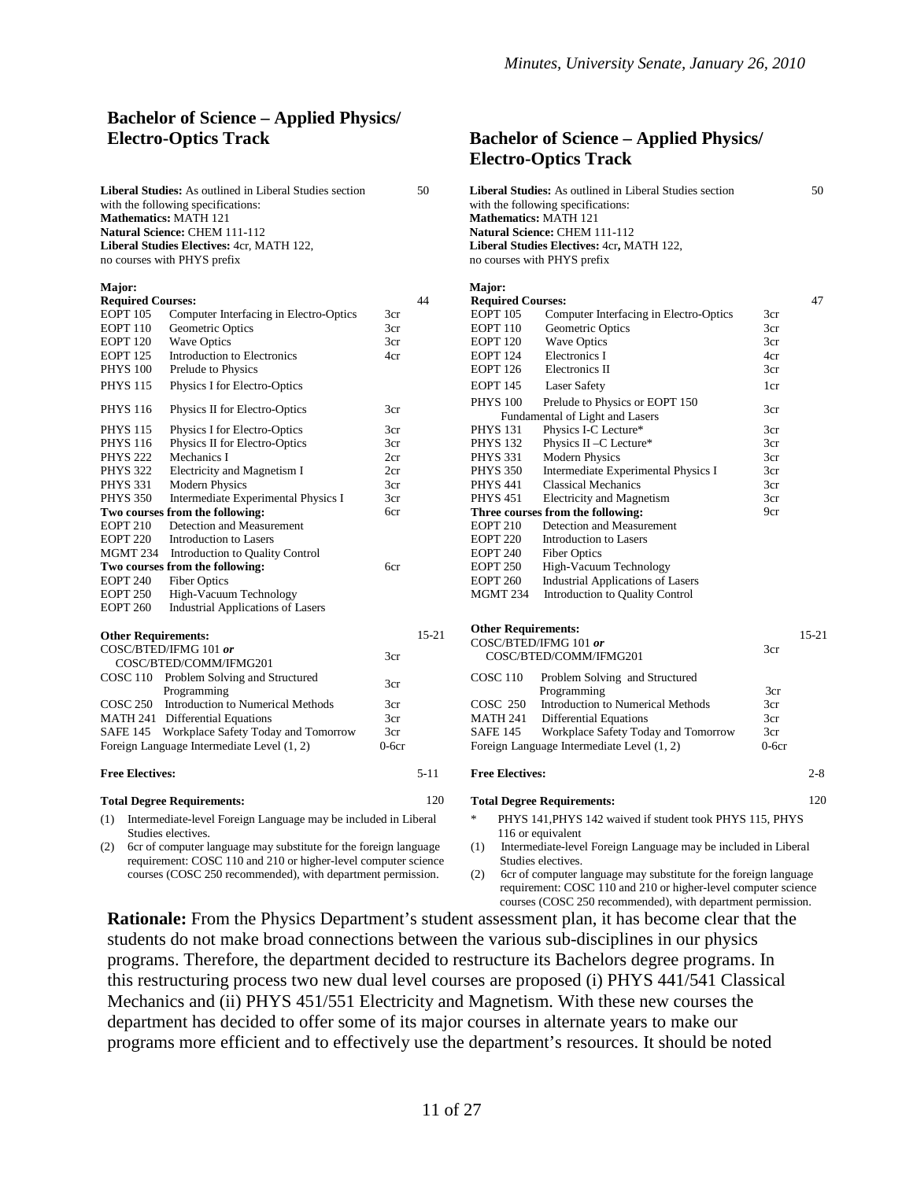## Bachelor of Science – Applied Physics/ Electro-Optics Track (Current)

**Liberal Studies:** As outlined in Liberal Studies section with the following specifications: 50
**Mathematics:** MATH 121
**Natural Science:** CHEM 111-112
**Liberal Studies Electives:** 4cr, MATH 122, no courses with PHYS prefix

**Major:**

| **Required Courses:** | | | 44 |
|---|---|---|---|
| EOPT 105 | Computer Interfacing in Electro-Optics | 3cr | |
| EOPT 110 | Geometric Optics | 3cr | |
| EOPT 120 | Wave Optics | 3cr | |
| EOPT 125 | Introduction to Electronics | 4cr | |
| PHYS 100 | Prelude to Physics | | |
| PHYS 115 | Physics I for Electro-Optics | | |
| PHYS 116 | Physics II for Electro-Optics | 3cr | |
| PHYS 115 | Physics I for Electro-Optics | 3cr | |
| PHYS 116 | Physics II for Electro-Optics | 3cr | |
| PHYS 222 | Mechanics I | 2cr | |
| PHYS 322 | Electricity and Magnetism I | 2cr | |
| PHYS 331 | Modern Physics | 3cr | |
| PHYS 350 | Intermediate Experimental Physics I | 3cr | |
| **Two courses from the following:** | | 6cr | |
| EOPT 210 | Detection and Measurement | | |
| EOPT 220 | Introduction to Lasers | | |
| MGMT 234 | Introduction to Quality Control | | |
| **Two courses from the following:** | | 6cr | |
| EOPT 240 | Fiber Optics | | |
| EOPT 250 | High-Vacuum Technology | | |
| EOPT 260 | Industrial Applications of Lasers | | |

| **Other Requirements:** | | | 15-21 |
|---|---|---|---|
| COSC/BTED/IFMG 101 *or* COSC/BTED/COMM/IFMG201 | | 3cr | |
| COSC 110 | Problem Solving and Structured Programming | 3cr | |
| COSC 250 | Introduction to Numerical Methods | 3cr | |
| MATH 241 | Differential Equations | 3cr | |
| SAFE 145 | Workplace Safety Today and Tomorrow | 3cr | |
| Foreign Language Intermediate Level (1, 2) | | 0-6cr | |

**Free Electives:** 5-11

**Total Degree Requirements:** 120

(1) Intermediate-level Foreign Language may be included in Liberal Studies electives.
(2) 6cr of computer language may substitute for the foreign language requirement: COSC 110 and 210 or higher-level computer science courses (COSC 250 recommended), with department permission.

## Bachelor of Science – Applied Physics/ Electro-Optics Track (Proposed)

**Liberal Studies:** As outlined in Liberal Studies section with the following specifications: 50
**Mathematics:** MATH 121
**Natural Science:** CHEM 111-112
**Liberal Studies Electives:** 4cr**,** MATH 122, no courses with PHYS prefix

**Major:**

| **Required Courses:** | | | 47 |
|---|---|---|---|
| EOPT 105 | Computer Interfacing in Electro-Optics | 3cr | |
| EOPT 110 | Geometric Optics | 3cr | |
| EOPT 120 | Wave Optics | 3cr | |
| EOPT 124 | Electronics I | 4cr | |
| EOPT 126 | Electronics II | 3cr | |
| EOPT 145 | Laser Safety | 1cr | |
| PHYS 100 | Prelude to Physics or EOPT 150 Fundamental of Light and Lasers | 3cr | |
| PHYS 131 | Physics I-C Lecture* | 3cr | |
| PHYS 132 | Physics II –C Lecture* | 3cr | |
| PHYS 331 | Modern Physics | 3cr | |
| PHYS 350 | Intermediate Experimental Physics I | 3cr | |
| PHYS 441 | Classical Mechanics | 3cr | |
| PHYS 451 | Electricity and Magnetism | 3cr | |
| **Three courses from the following:** | | 9cr | |
| EOPT 210 | Detection and Measurement | | |
| EOPT 220 | Introduction to Lasers | | |
| EOPT 240 | Fiber Optics | | |
| EOPT 250 | High-Vacuum Technology | | |
| EOPT 260 | Industrial Applications of Lasers | | |
| MGMT 234 | Introduction to Quality Control | | |

| **Other Requirements:** | | | 15-21 |
|---|---|---|---|
| COSC/BTED/IFMG 101 *or* COSC/BTED/COMM/IFMG201 | | 3cr | |
| COSC 110 | Problem Solving and Structured Programming | 3cr | |
| COSC 250 | Introduction to Numerical Methods | 3cr | |
| MATH 241 | Differential Equations | 3cr | |
| SAFE 145 | Workplace Safety Today and Tomorrow | 3cr | |
| Foreign Language Intermediate Level (1, 2) | | 0-6cr | |

**Free Electives:** 2-8

**Total Degree Requirements:** 120

\* PHYS 141,PHYS 142 waived if student took PHYS 115, PHYS 116 or equivalent
(1) Intermediate-level Foreign Language may be included in Liberal Studies electives.
(2) 6cr of computer language may substitute for the foreign language requirement: COSC 110 and 210 or higher-level computer science courses (COSC 250 recommended), with department permission.

**Rationale:** From the Physics Department's student assessment plan, it has become clear that the students do not make broad connections between the various sub-disciplines in our physics programs. Therefore, the department decided to restructure its Bachelors degree programs. In this restructuring process two new dual level courses are proposed (i) PHYS 441/541 Classical Mechanics and (ii) PHYS 451/551 Electricity and Magnetism. With these new courses the department has decided to offer some of its major courses in alternate years to make our programs more efficient and to effectively use the department's resources. It should be noted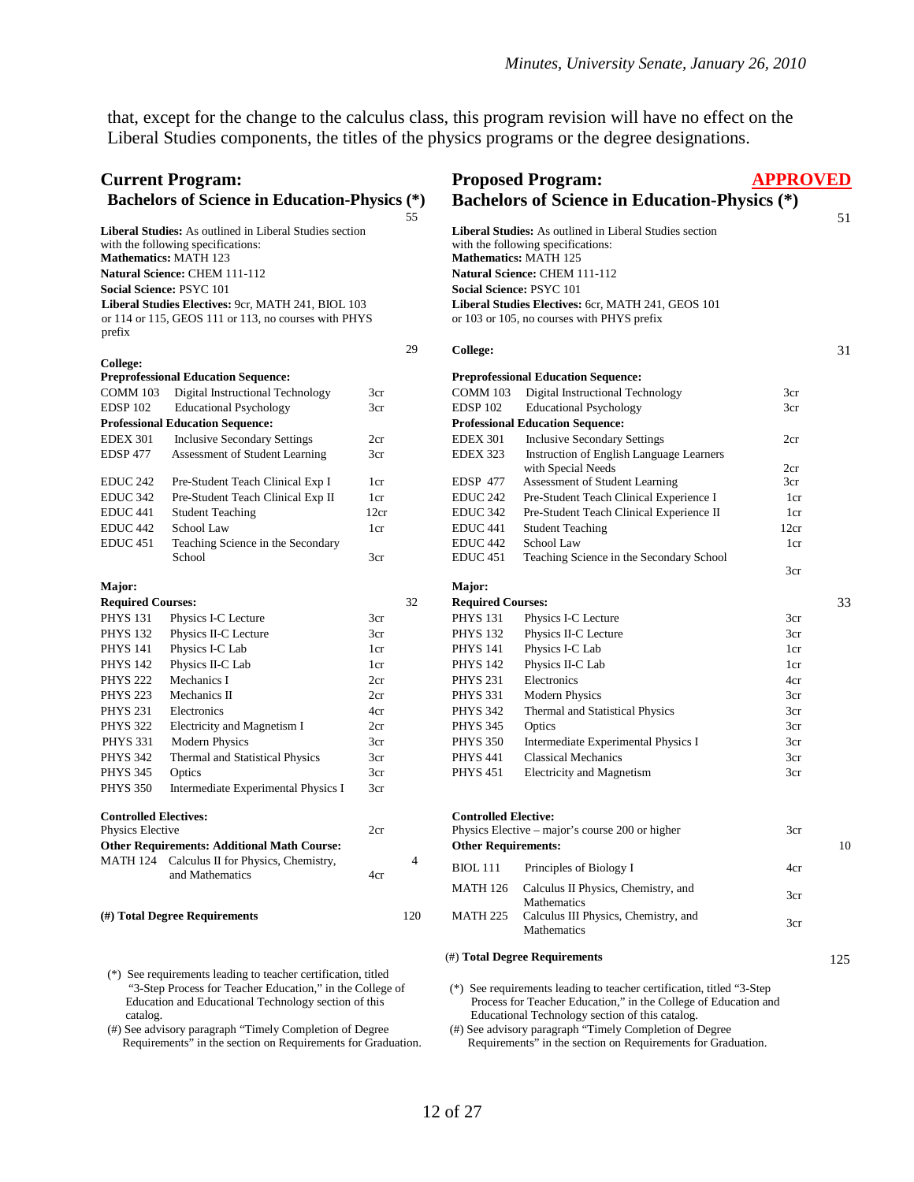that, except for the change to the calculus class, this program revision will have no effect on the Liberal Studies components, the titles of the physics programs or the degree designations.

## Current Program:

### Bachelors of Science in Education-Physics (*)

**Liberal Studies:** As outlined in Liberal Studies section with the following specifications: — 55

**Mathematics:** MATH 123

**Natural Science:** CHEM 111-112

**Social Science:** PSYC 101

**Liberal Studies Electives:** 9cr, MATH 241, BIOL 103 or 114 or 115, GEOS 111 or 113, no courses with PHYS prefix

**College:** — 29

| Course | Title | Credits |
|---|---|---|
| **Preprofessional Education Sequence:** | | |
| COMM 103 | Digital Instructional Technology | 3cr |
| EDSP 102 | Educational Psychology | 3cr |
| **Professional Education Sequence:** | | |
| EDEX 301 | Inclusive Secondary Settings | 2cr |
| EDSP 477 | Assessment of Student Learning | 3cr |
| EDUC 242 | Pre-Student Teach Clinical Exp I | 1cr |
| EDUC 342 | Pre-Student Teach Clinical Exp II | 1cr |
| EDUC 441 | Student Teaching | 12cr |
| EDUC 442 | School Law | 1cr |
| EDUC 451 | Teaching Science in the Secondary School | 3cr |

**Major:**

**Required Courses:** — 32

| Course | Title | Credits |
|---|---|---|
| PHYS 131 | Physics I-C Lecture | 3cr |
| PHYS 132 | Physics II-C Lecture | 3cr |
| PHYS 141 | Physics I-C Lab | 1cr |
| PHYS 142 | Physics II-C Lab | 1cr |
| PHYS 222 | Mechanics I | 2cr |
| PHYS 223 | Mechanics II | 2cr |
| PHYS 231 | Electronics | 4cr |
| PHYS 322 | Electricity and Magnetism I | 2cr |
| PHYS 331 | Modern Physics | 3cr |
| PHYS 342 | Thermal and Statistical Physics | 3cr |
| PHYS 345 | Optics | 3cr |
| PHYS 350 | Intermediate Experimental Physics I | 3cr |

**Controlled Electives:**

Physics Elective — 2cr

**Other Requirements: Additional Math Course:** — 4

MATH 124 Calculus II for Physics, Chemistry, and Mathematics — 4cr

**(#) Total Degree Requirements** — 120

(*) See requirements leading to teacher certification, titled "3-Step Process for Teacher Education," in the College of Education and Educational Technology section of this catalog.

(#) See advisory paragraph "Timely Completion of Degree Requirements" in the section on Requirements for Graduation.

## Proposed Program: APPROVED

### Bachelors of Science in Education-Physics (*)

**Liberal Studies:** As outlined in Liberal Studies section with the following specifications: — 51

**Mathematics:** MATH 125

**Natural Science:** CHEM 111-112

**Social Science:** PSYC 101

**Liberal Studies Electives:** 6cr, MATH 241, GEOS 101 or 103 or 105, no courses with PHYS prefix

**College:** — 31

| Course | Title | Credits |
|---|---|---|
| **Preprofessional Education Sequence:** | | |
| COMM 103 | Digital Instructional Technology | 3cr |
| EDSP 102 | Educational Psychology | 3cr |
| **Professional Education Sequence:** | | |
| EDEX 301 | Inclusive Secondary Settings | 2cr |
| EDEX 323 | Instruction of English Language Learners with Special Needs | 2cr |
| EDSP 477 | Assessment of Student Learning | 3cr |
| EDUC 242 | Pre-Student Teach Clinical Experience I | 1cr |
| EDUC 342 | Pre-Student Teach Clinical Experience II | 1cr |
| EDUC 441 | Student Teaching | 12cr |
| EDUC 442 | School Law | 1cr |
| EDUC 451 | Teaching Science in the Secondary School | 3cr |

**Major:**

**Required Courses:** — 33

| Course | Title | Credits |
|---|---|---|
| PHYS 131 | Physics I-C Lecture | 3cr |
| PHYS 132 | Physics II-C Lecture | 3cr |
| PHYS 141 | Physics I-C Lab | 1cr |
| PHYS 142 | Physics II-C Lab | 1cr |
| PHYS 231 | Electronics | 4cr |
| PHYS 331 | Modern Physics | 3cr |
| PHYS 342 | Thermal and Statistical Physics | 3cr |
| PHYS 345 | Optics | 3cr |
| PHYS 350 | Intermediate Experimental Physics I | 3cr |
| PHYS 441 | Classical Mechanics | 3cr |
| PHYS 451 | Electricity and Magnetism | 3cr |

**Controlled Elective:**

Physics Elective – major's course 200 or higher — 3cr

**Other Requirements:** — 10

| Course | Title | Credits |
|---|---|---|
| BIOL 111 | Principles of Biology I | 4cr |
| MATH 126 | Calculus II Physics, Chemistry, and Mathematics | 3cr |
| MATH 225 | Calculus III Physics, Chemistry, and Mathematics | 3cr |

(#) **Total Degree Requirements** — 125

(*) See requirements leading to teacher certification, titled "3-Step Process for Teacher Education," in the College of Education and Educational Technology section of this catalog.

(#) See advisory paragraph "Timely Completion of Degree Requirements" in the section on Requirements for Graduation.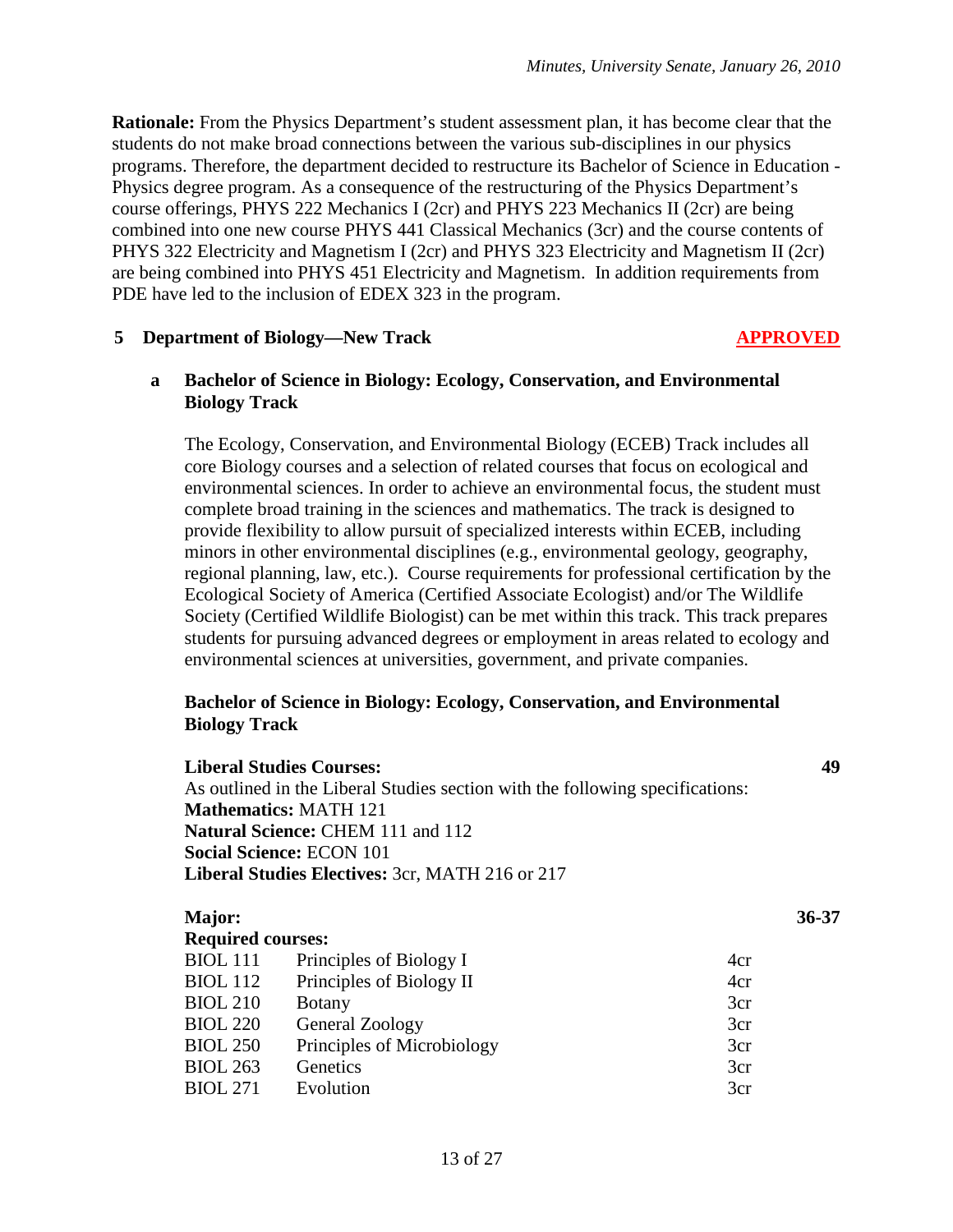**Rationale:** From the Physics Department's student assessment plan, it has become clear that the students do not make broad connections between the various sub-disciplines in our physics programs. Therefore, the department decided to restructure its Bachelor of Science in Education - Physics degree program. As a consequence of the restructuring of the Physics Department's course offerings, PHYS 222 Mechanics I (2cr) and PHYS 223 Mechanics II (2cr) are being combined into one new course PHYS 441 Classical Mechanics (3cr) and the course contents of PHYS 322 Electricity and Magnetism I (2cr) and PHYS 323 Electricity and Magnetism II (2cr) are being combined into PHYS 451 Electricity and Magnetism. In addition requirements from PDE have led to the inclusion of EDEX 323 in the program.

## 5 Department of Biology—New Track **APPROVED**

### a Bachelor of Science in Biology: Ecology, Conservation, and Environmental Biology Track

The Ecology, Conservation, and Environmental Biology (ECEB) Track includes all core Biology courses and a selection of related courses that focus on ecological and environmental sciences. In order to achieve an environmental focus, the student must complete broad training in the sciences and mathematics. The track is designed to provide flexibility to allow pursuit of specialized interests within ECEB, including minors in other environmental disciplines (e.g., environmental geology, geography, regional planning, law, etc.). Course requirements for professional certification by the Ecological Society of America (Certified Associate Ecologist) and/or The Wildlife Society (Certified Wildlife Biologist) can be met within this track. This track prepares students for pursuing advanced degrees or employment in areas related to ecology and environmental sciences at universities, government, and private companies.

**Bachelor of Science in Biology: Ecology, Conservation, and Environmental Biology Track**

**Liberal Studies Courses:** **49**

As outlined in the Liberal Studies section with the following specifications:
**Mathematics:** MATH 121
**Natural Science:** CHEM 111 and 112
**Social Science:** ECON 101
**Liberal Studies Electives:** 3cr, MATH 216 or 217

**Major:** **36-37**

**Required courses:**

| | | | |
|---|---|---|---|
| BIOL 111 | Principles of Biology I | 4cr | |
| BIOL 112 | Principles of Biology II | 4cr | |
| BIOL 210 | Botany | 3cr | |
| BIOL 220 | General Zoology | 3cr | |
| BIOL 250 | Principles of Microbiology | 3cr | |
| BIOL 263 | Genetics | 3cr | |
| BIOL 271 | Evolution | 3cr | |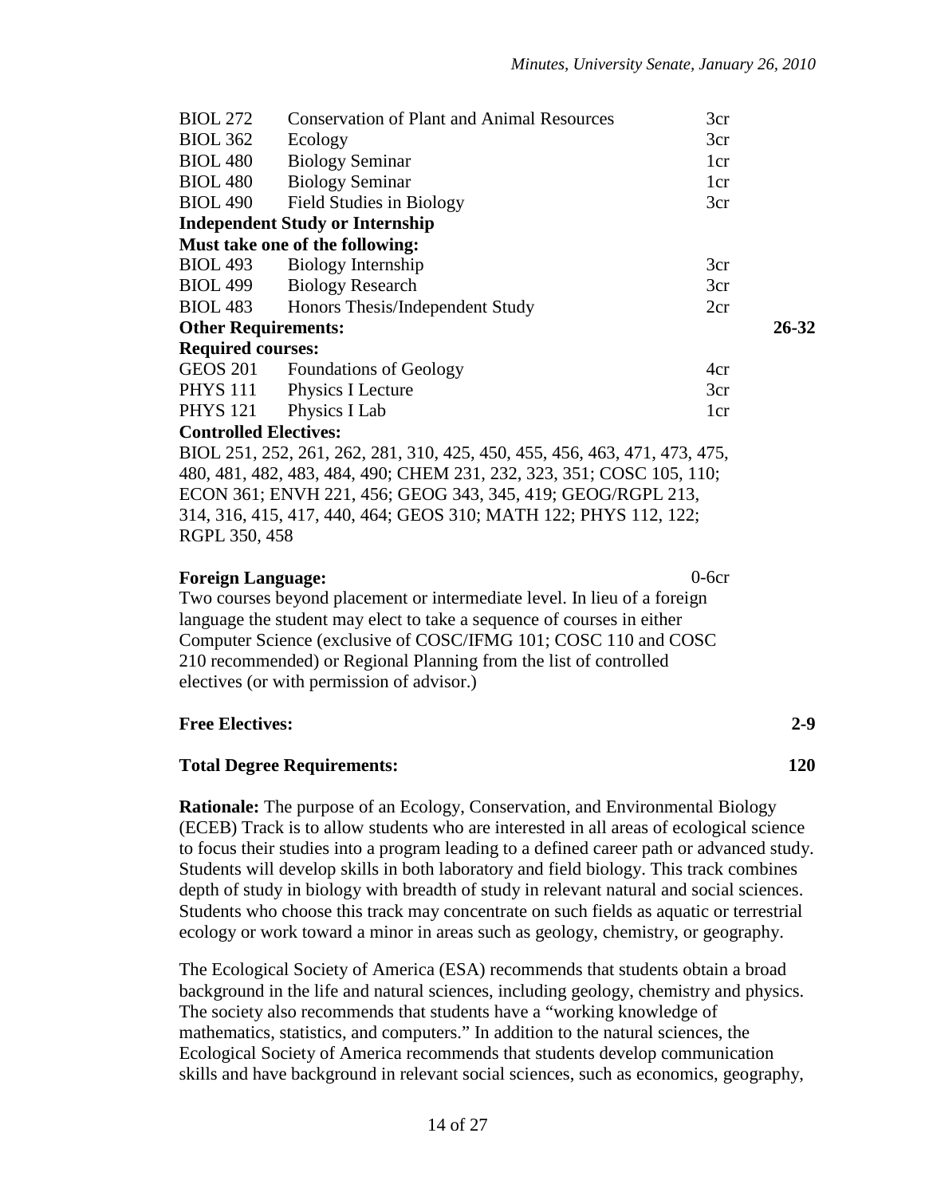| | | | |
|---|---|---|---|
| BIOL 272 | Conservation of Plant and Animal Resources | 3cr | |
| BIOL 362 | Ecology | 3cr | |
| BIOL 480 | Biology Seminar | 1cr | |
| BIOL 480 | Biology Seminar | 1cr | |
| BIOL 490 | Field Studies in Biology | 3cr | |
| **Independent Study or Internship** | | | |
| **Must take one of the following:** | | | |
| BIOL 493 | Biology Internship | 3cr | |
| BIOL 499 | Biology Research | 3cr | |
| BIOL 483 | Honors Thesis/Independent Study | 2cr | |
| **Other Requirements:** | | | **26-32** |
| **Required courses:** | | | |
| GEOS 201 | Foundations of Geology | 4cr | |
| PHYS 111 | Physics I Lecture | 3cr | |
| PHYS 121 | Physics I Lab | 1cr | |

**Controlled Electives:**

BIOL 251, 252, 261, 262, 281, 310, 425, 450, 455, 456, 463, 471, 473, 475, 480, 481, 482, 483, 484, 490; CHEM 231, 232, 323, 351; COSC 105, 110; ECON 361; ENVH 221, 456; GEOG 343, 345, 419; GEOG/RGPL 213, 314, 316, 415, 417, 440, 464; GEOS 310; MATH 122; PHYS 112, 122; RGPL 350, 458

**Foreign Language:** 0-6cr

Two courses beyond placement or intermediate level. In lieu of a foreign language the student may elect to take a sequence of courses in either Computer Science (exclusive of COSC/IFMG 101; COSC 110 and COSC 210 recommended) or Regional Planning from the list of controlled electives (or with permission of advisor.)

**Free Electives:** **2-9**

**Total Degree Requirements:** **120**

**Rationale:** The purpose of an Ecology, Conservation, and Environmental Biology (ECEB) Track is to allow students who are interested in all areas of ecological science to focus their studies into a program leading to a defined career path or advanced study. Students will develop skills in both laboratory and field biology. This track combines depth of study in biology with breadth of study in relevant natural and social sciences. Students who choose this track may concentrate on such fields as aquatic or terrestrial ecology or work toward a minor in areas such as geology, chemistry, or geography.

The Ecological Society of America (ESA) recommends that students obtain a broad background in the life and natural sciences, including geology, chemistry and physics. The society also recommends that students have a "working knowledge of mathematics, statistics, and computers." In addition to the natural sciences, the Ecological Society of America recommends that students develop communication skills and have background in relevant social sciences, such as economics, geography,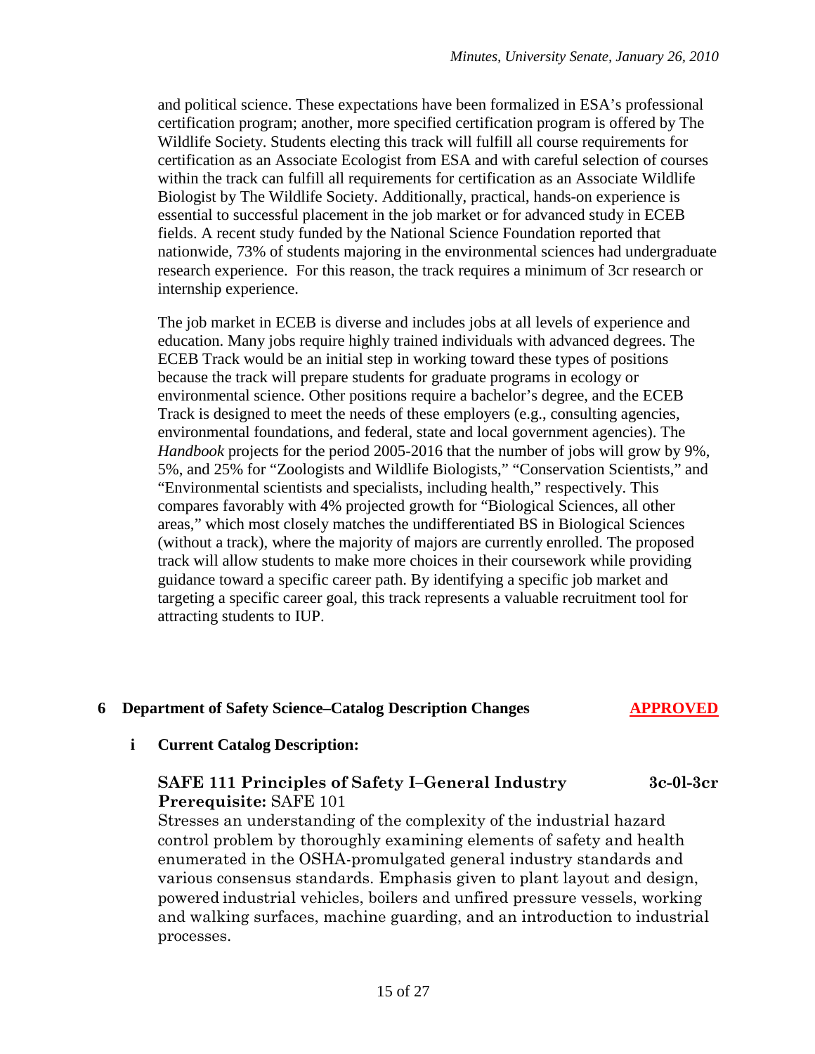and political science. These expectations have been formalized in ESA's professional certification program; another, more specified certification program is offered by The Wildlife Society. Students electing this track will fulfill all course requirements for certification as an Associate Ecologist from ESA and with careful selection of courses within the track can fulfill all requirements for certification as an Associate Wildlife Biologist by The Wildlife Society. Additionally, practical, hands-on experience is essential to successful placement in the job market or for advanced study in ECEB fields. A recent study funded by the National Science Foundation reported that nationwide, 73% of students majoring in the environmental sciences had undergraduate research experience. For this reason, the track requires a minimum of 3cr research or internship experience.

The job market in ECEB is diverse and includes jobs at all levels of experience and education. Many jobs require highly trained individuals with advanced degrees. The ECEB Track would be an initial step in working toward these types of positions because the track will prepare students for graduate programs in ecology or environmental science. Other positions require a bachelor's degree, and the ECEB Track is designed to meet the needs of these employers (e.g., consulting agencies, environmental foundations, and federal, state and local government agencies). The *Handbook* projects for the period 2005-2016 that the number of jobs will grow by 9%, 5%, and 25% for "Zoologists and Wildlife Biologists," "Conservation Scientists," and "Environmental scientists and specialists, including health," respectively. This compares favorably with 4% projected growth for "Biological Sciences, all other areas," which most closely matches the undifferentiated BS in Biological Sciences (without a track), where the majority of majors are currently enrolled. The proposed track will allow students to make more choices in their coursework while providing guidance toward a specific career path. By identifying a specific job market and targeting a specific career goal, this track represents a valuable recruitment tool for attracting students to IUP.

## 6 Department of Safety Science–Catalog Description Changes — APPROVED

### i Current Catalog Description:

**SAFE 111 Principles of Safety I–General Industry** **3c-0l-3cr**
**Prerequisite:** SAFE 101
Stresses an understanding of the complexity of the industrial hazard control problem by thoroughly examining elements of safety and health enumerated in the OSHA-promulgated general industry standards and various consensus standards. Emphasis given to plant layout and design, powered industrial vehicles, boilers and unfired pressure vessels, working and walking surfaces, machine guarding, and an introduction to industrial processes.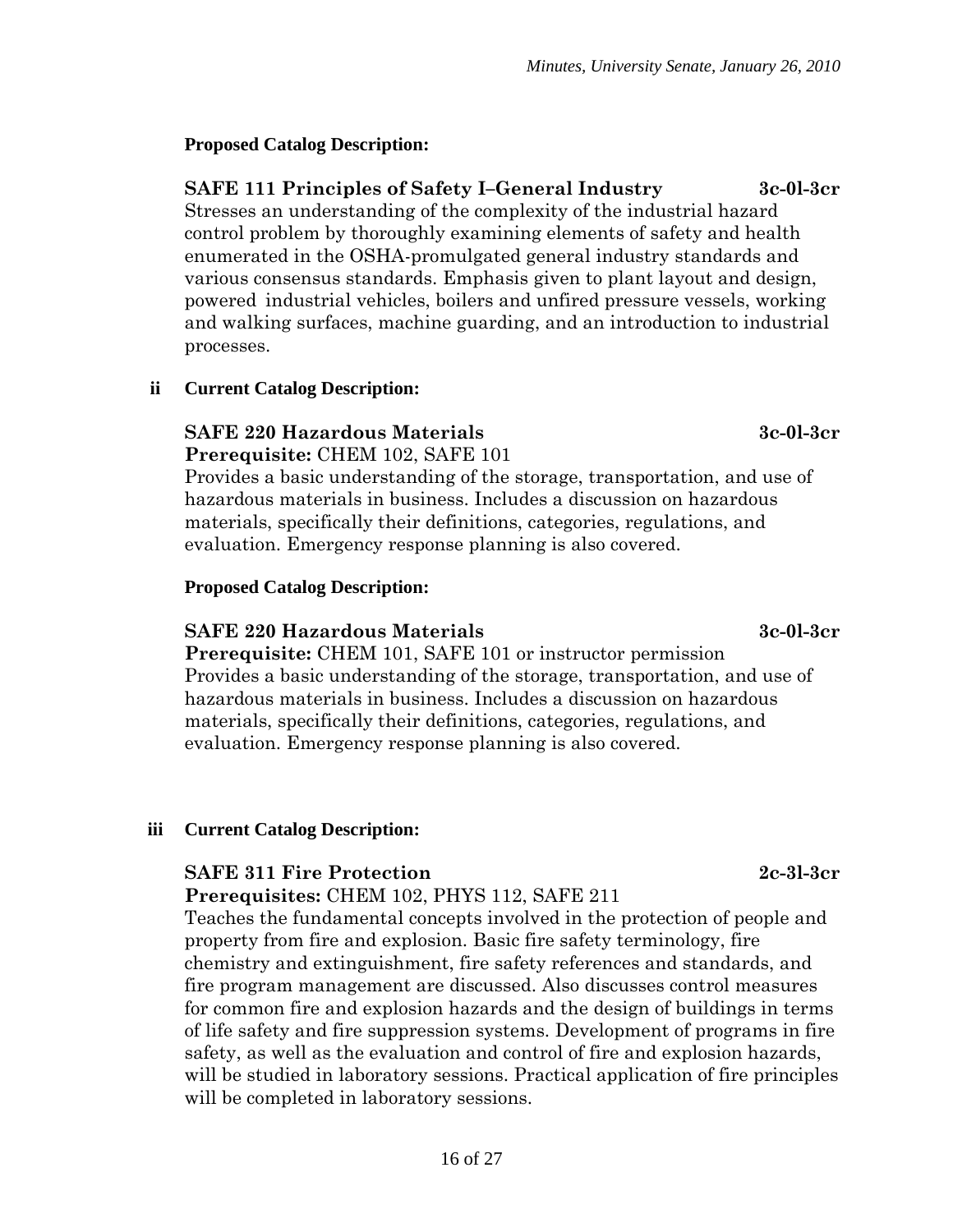**Proposed Catalog Description:**

**SAFE 111 Principles of Safety I–General Industry 3c-0l-3cr**

Stresses an understanding of the complexity of the industrial hazard control problem by thoroughly examining elements of safety and health enumerated in the OSHA-promulgated general industry standards and various consensus standards. Emphasis given to plant layout and design, powered industrial vehicles, boilers and unfired pressure vessels, working and walking surfaces, machine guarding, and an introduction to industrial processes.

**ii Current Catalog Description:**

**SAFE 220 Hazardous Materials 3c-0l-3cr**

**Prerequisite:** CHEM 102, SAFE 101

Provides a basic understanding of the storage, transportation, and use of hazardous materials in business. Includes a discussion on hazardous materials, specifically their definitions, categories, regulations, and evaluation. Emergency response planning is also covered.

**Proposed Catalog Description:**

**SAFE 220 Hazardous Materials 3c-0l-3cr**

**Prerequisite:** CHEM 101, SAFE 101 or instructor permission

Provides a basic understanding of the storage, transportation, and use of hazardous materials in business. Includes a discussion on hazardous materials, specifically their definitions, categories, regulations, and evaluation. Emergency response planning is also covered.

**iii Current Catalog Description:**

**SAFE 311 Fire Protection 2c-3l-3cr**

**Prerequisites:** CHEM 102, PHYS 112, SAFE 211

Teaches the fundamental concepts involved in the protection of people and property from fire and explosion. Basic fire safety terminology, fire chemistry and extinguishment, fire safety references and standards, and fire program management are discussed. Also discusses control measures for common fire and explosion hazards and the design of buildings in terms of life safety and fire suppression systems. Development of programs in fire safety, as well as the evaluation and control of fire and explosion hazards, will be studied in laboratory sessions. Practical application of fire principles will be completed in laboratory sessions.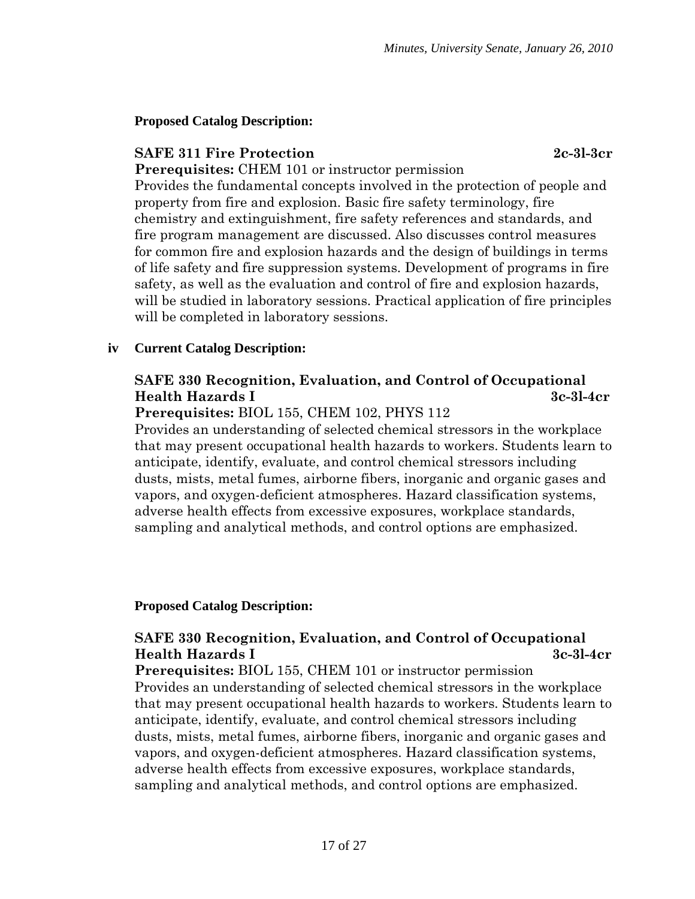**Proposed Catalog Description:**

**SAFE 311 Fire Protection 2c-3l-3cr**

**Prerequisites:** CHEM 101 or instructor permission

Provides the fundamental concepts involved in the protection of people and property from fire and explosion. Basic fire safety terminology, fire chemistry and extinguishment, fire safety references and standards, and fire program management are discussed. Also discusses control measures for common fire and explosion hazards and the design of buildings in terms of life safety and fire suppression systems. Development of programs in fire safety, as well as the evaluation and control of fire and explosion hazards, will be studied in laboratory sessions. Practical application of fire principles will be completed in laboratory sessions.

**iv Current Catalog Description:**

**SAFE 330 Recognition, Evaluation, and Control of Occupational Health Hazards I 3c-3l-4cr**

**Prerequisites:** BIOL 155, CHEM 102, PHYS 112

Provides an understanding of selected chemical stressors in the workplace that may present occupational health hazards to workers. Students learn to anticipate, identify, evaluate, and control chemical stressors including dusts, mists, metal fumes, airborne fibers, inorganic and organic gases and vapors, and oxygen-deficient atmospheres. Hazard classification systems, adverse health effects from excessive exposures, workplace standards, sampling and analytical methods, and control options are emphasized.

**Proposed Catalog Description:**

**SAFE 330 Recognition, Evaluation, and Control of Occupational Health Hazards I 3c-3l-4cr**

**Prerequisites:** BIOL 155, CHEM 101 or instructor permission

Provides an understanding of selected chemical stressors in the workplace that may present occupational health hazards to workers. Students learn to anticipate, identify, evaluate, and control chemical stressors including dusts, mists, metal fumes, airborne fibers, inorganic and organic gases and vapors, and oxygen-deficient atmospheres. Hazard classification systems, adverse health effects from excessive exposures, workplace standards, sampling and analytical methods, and control options are emphasized.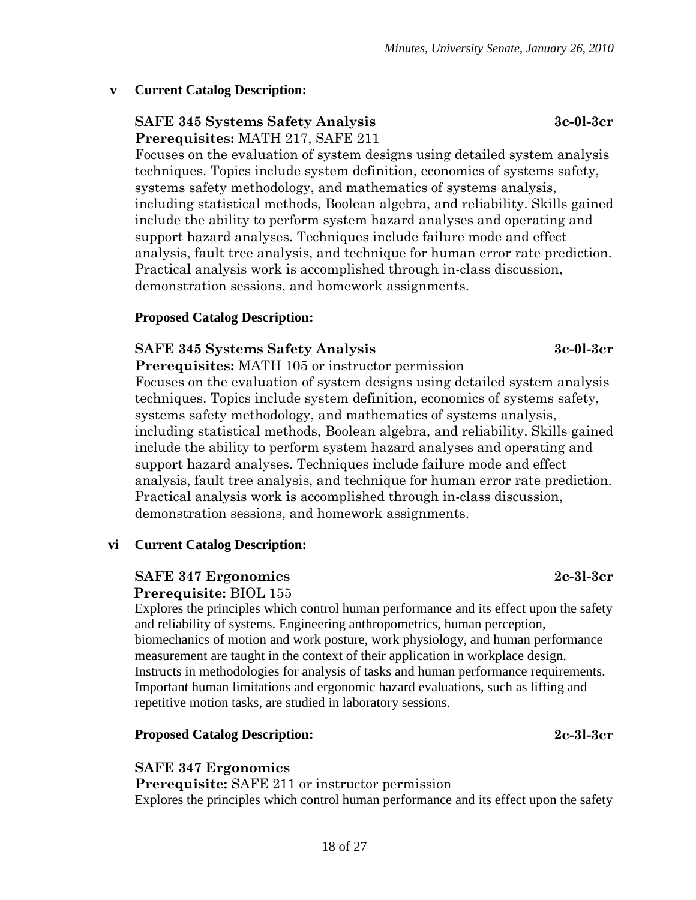**v Current Catalog Description:**

**SAFE 345 Systems Safety Analysis 3c-0l-3cr**
**Prerequisites:** MATH 217, SAFE 211
Focuses on the evaluation of system designs using detailed system analysis techniques. Topics include system definition, economics of systems safety, systems safety methodology, and mathematics of systems analysis, including statistical methods, Boolean algebra, and reliability. Skills gained include the ability to perform system hazard analyses and operating and support hazard analyses. Techniques include failure mode and effect analysis, fault tree analysis, and technique for human error rate prediction. Practical analysis work is accomplished through in-class discussion, demonstration sessions, and homework assignments.

**Proposed Catalog Description:**

**SAFE 345 Systems Safety Analysis 3c-0l-3cr**
**Prerequisites:** MATH 105 or instructor permission
Focuses on the evaluation of system designs using detailed system analysis techniques. Topics include system definition, economics of systems safety, systems safety methodology, and mathematics of systems analysis, including statistical methods, Boolean algebra, and reliability. Skills gained include the ability to perform system hazard analyses and operating and support hazard analyses. Techniques include failure mode and effect analysis, fault tree analysis, and technique for human error rate prediction. Practical analysis work is accomplished through in-class discussion, demonstration sessions, and homework assignments.

**vi Current Catalog Description:**

**SAFE 347 Ergonomics 2c-3l-3cr**
**Prerequisite:** BIOL 155
Explores the principles which control human performance and its effect upon the safety and reliability of systems. Engineering anthropometrics, human perception, biomechanics of motion and work posture, work physiology, and human performance measurement are taught in the context of their application in workplace design. Instructs in methodologies for analysis of tasks and human performance requirements. Important human limitations and ergonomic hazard evaluations, such as lifting and repetitive motion tasks, are studied in laboratory sessions.

**Proposed Catalog Description: 2c-3l-3cr**

**SAFE 347 Ergonomics**
**Prerequisite:** SAFE 211 or instructor permission
Explores the principles which control human performance and its effect upon the safety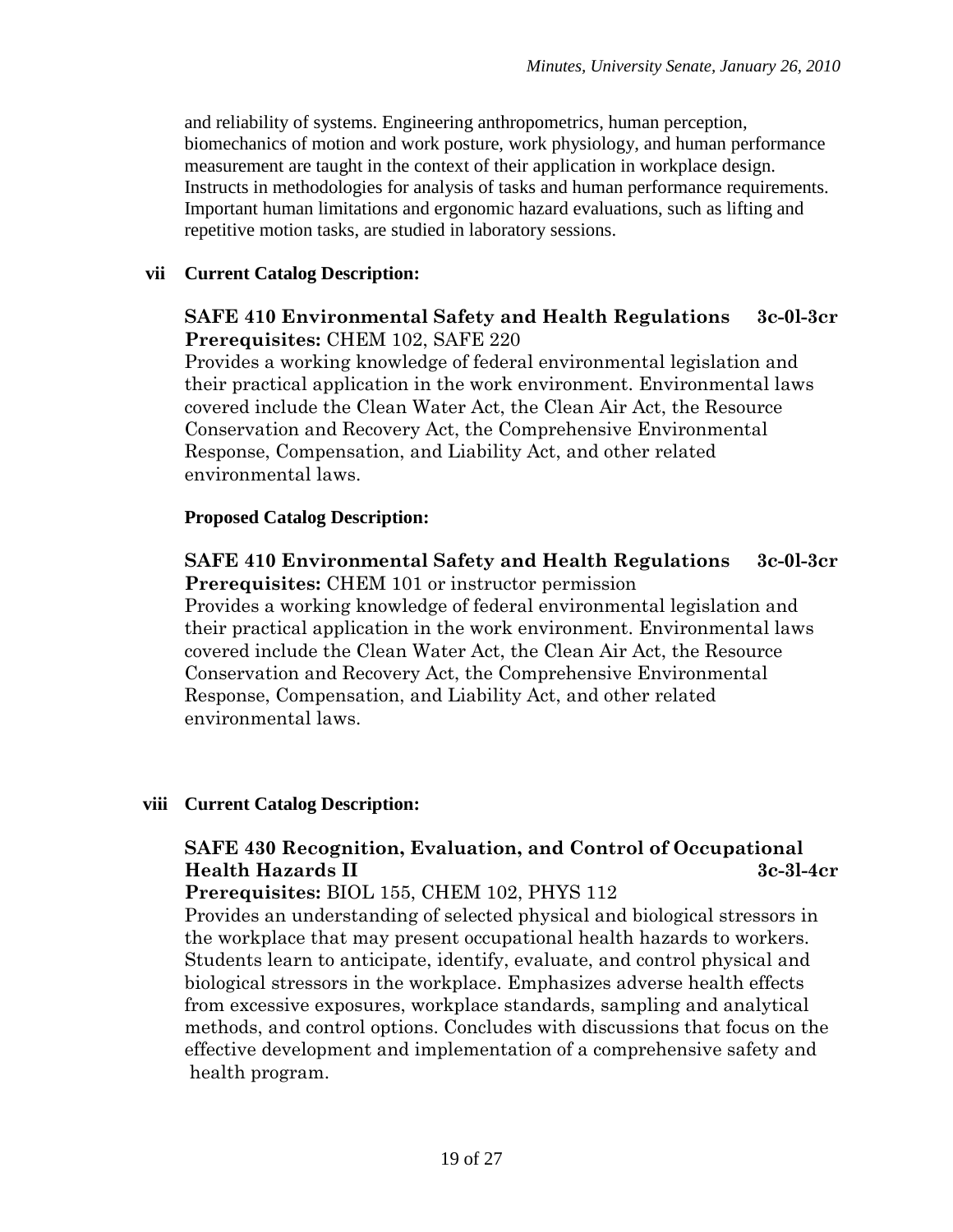and reliability of systems. Engineering anthropometrics, human perception, biomechanics of motion and work posture, work physiology, and human performance measurement are taught in the context of their application in workplace design. Instructs in methodologies for analysis of tasks and human performance requirements. Important human limitations and ergonomic hazard evaluations, such as lifting and repetitive motion tasks, are studied in laboratory sessions.

**vii Current Catalog Description:**

**SAFE 410 Environmental Safety and Health Regulations 3c-0l-3cr**
**Prerequisites:** CHEM 102, SAFE 220
Provides a working knowledge of federal environmental legislation and their practical application in the work environment. Environmental laws covered include the Clean Water Act, the Clean Air Act, the Resource Conservation and Recovery Act, the Comprehensive Environmental Response, Compensation, and Liability Act, and other related environmental laws.

**Proposed Catalog Description:**

**SAFE 410 Environmental Safety and Health Regulations 3c-0l-3cr**
**Prerequisites:** CHEM 101 or instructor permission
Provides a working knowledge of federal environmental legislation and their practical application in the work environment. Environmental laws covered include the Clean Water Act, the Clean Air Act, the Resource Conservation and Recovery Act, the Comprehensive Environmental Response, Compensation, and Liability Act, and other related environmental laws.

**viii Current Catalog Description:**

**SAFE 430 Recognition, Evaluation, and Control of Occupational Health Hazards II 3c-3l-4cr**
**Prerequisites:** BIOL 155, CHEM 102, PHYS 112
Provides an understanding of selected physical and biological stressors in the workplace that may present occupational health hazards to workers. Students learn to anticipate, identify, evaluate, and control physical and biological stressors in the workplace. Emphasizes adverse health effects from excessive exposures, workplace standards, sampling and analytical methods, and control options. Concludes with discussions that focus on the effective development and implementation of a comprehensive safety and health program.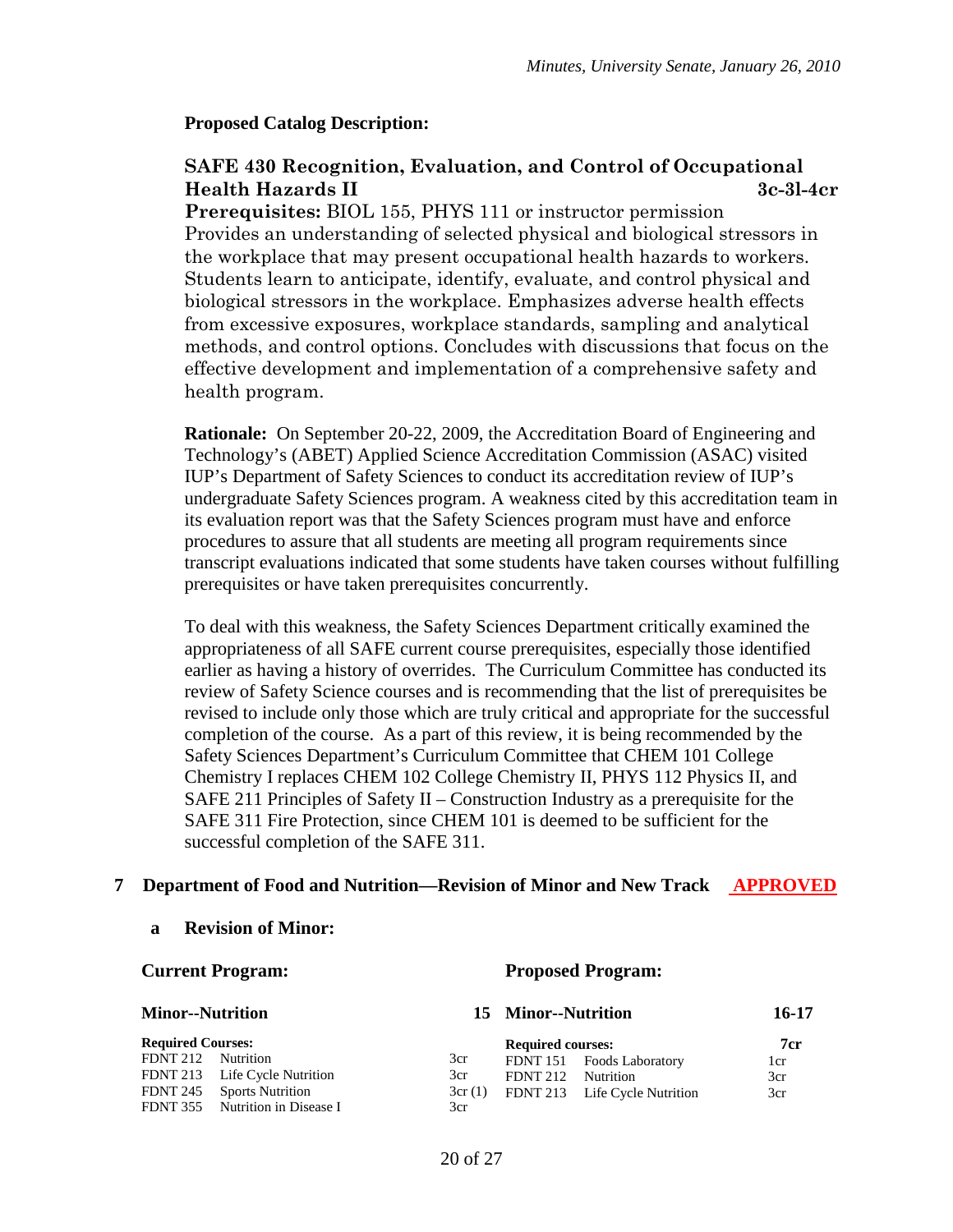**Proposed Catalog Description:**

**SAFE 430 Recognition, Evaluation, and Control of Occupational Health Hazards II** **3c-3l-4cr**

**Prerequisites:** BIOL 155, PHYS 111 or instructor permission

Provides an understanding of selected physical and biological stressors in the workplace that may present occupational health hazards to workers. Students learn to anticipate, identify, evaluate, and control physical and biological stressors in the workplace. Emphasizes adverse health effects from excessive exposures, workplace standards, sampling and analytical methods, and control options. Concludes with discussions that focus on the effective development and implementation of a comprehensive safety and health program.

**Rationale:** On September 20-22, 2009, the Accreditation Board of Engineering and Technology's (ABET) Applied Science Accreditation Commission (ASAC) visited IUP's Department of Safety Sciences to conduct its accreditation review of IUP's undergraduate Safety Sciences program. A weakness cited by this accreditation team in its evaluation report was that the Safety Sciences program must have and enforce procedures to assure that all students are meeting all program requirements since transcript evaluations indicated that some students have taken courses without fulfilling prerequisites or have taken prerequisites concurrently.

To deal with this weakness, the Safety Sciences Department critically examined the appropriateness of all SAFE current course prerequisites, especially those identified earlier as having a history of overrides. The Curriculum Committee has conducted its review of Safety Science courses and is recommending that the list of prerequisites be revised to include only those which are truly critical and appropriate for the successful completion of the course. As a part of this review, it is being recommended by the Safety Sciences Department's Curriculum Committee that CHEM 101 College Chemistry I replaces CHEM 102 College Chemistry II, PHYS 112 Physics II, and SAFE 211 Principles of Safety II – Construction Industry as a prerequisite for the SAFE 311 Fire Protection, since CHEM 101 is deemed to be sufficient for the successful completion of the SAFE 311.

## 7 Department of Food and Nutrition—Revision of Minor and New Track APPROVED

### a Revision of Minor:

| **Current Program:** | | | **Proposed Program:** | | |
|---|---|---|---|---|---|
| **Minor--Nutrition** | | **15** | **Minor--Nutrition** | | **16-17** |
| **Required Courses:** | | | **Required courses:** | | **7cr** |
| FDNT 212 | Nutrition | 3cr | FDNT 151 | Foods Laboratory | 1cr |
| FDNT 213 | Life Cycle Nutrition | 3cr | FDNT 212 | Nutrition | 3cr |
| FDNT 245 | Sports Nutrition | 3cr (1) | FDNT 213 | Life Cycle Nutrition | 3cr |
| FDNT 355 | Nutrition in Disease I | 3cr | | | |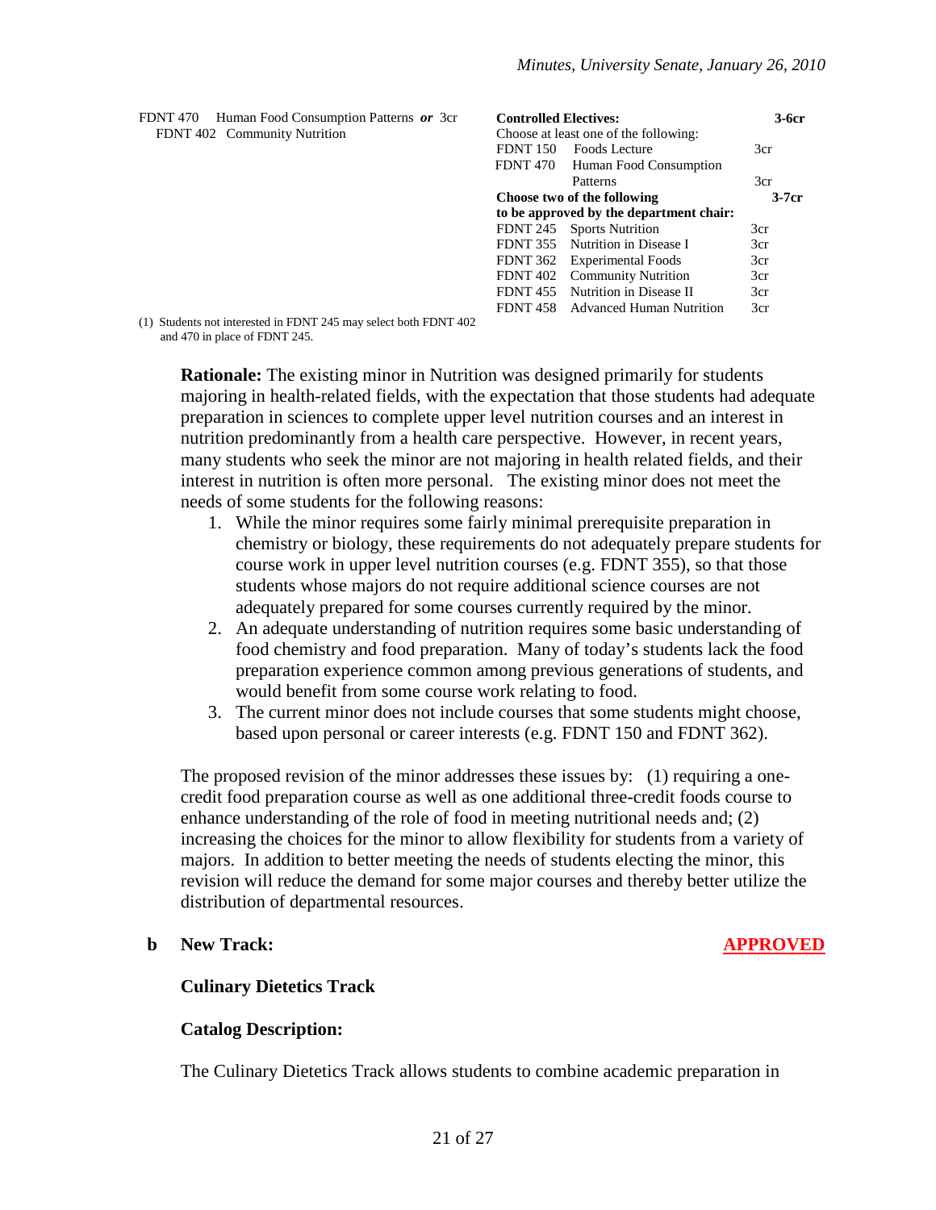FDNT 470 Human Food Consumption Patterns *or* 3cr
FDNT 402 Community Nutrition

| **Controlled Electives:** | | **3-6cr** |
|---|---|---|
| Choose at least one of the following: | | |
| FDNT 150 | Foods Lecture | 3cr |
| FDNT 470 | Human Food Consumption Patterns | 3cr |
| **Choose two of the following to be approved by the department chair:** | | **3-7cr** |
| FDNT 245 | Sports Nutrition | 3cr |
| FDNT 355 | Nutrition in Disease I | 3cr |
| FDNT 362 | Experimental Foods | 3cr |
| FDNT 402 | Community Nutrition | 3cr |
| FDNT 455 | Nutrition in Disease II | 3cr |
| FDNT 458 | Advanced Human Nutrition | 3cr |

(1) Students not interested in FDNT 245 may select both FDNT 402 and 470 in place of FDNT 245.

**Rationale:** The existing minor in Nutrition was designed primarily for students majoring in health-related fields, with the expectation that those students had adequate preparation in sciences to complete upper level nutrition courses and an interest in nutrition predominantly from a health care perspective. However, in recent years, many students who seek the minor are not majoring in health related fields, and their interest in nutrition is often more personal. The existing minor does not meet the needs of some students for the following reasons:

1. While the minor requires some fairly minimal prerequisite preparation in chemistry or biology, these requirements do not adequately prepare students for course work in upper level nutrition courses (e.g. FDNT 355), so that those students whose majors do not require additional science courses are not adequately prepared for some courses currently required by the minor.
2. An adequate understanding of nutrition requires some basic understanding of food chemistry and food preparation. Many of today's students lack the food preparation experience common among previous generations of students, and would benefit from some course work relating to food.
3. The current minor does not include courses that some students might choose, based upon personal or career interests (e.g. FDNT 150 and FDNT 362).

The proposed revision of the minor addresses these issues by: (1) requiring a one-credit food preparation course as well as one additional three-credit foods course to enhance understanding of the role of food in meeting nutritional needs and; (2) increasing the choices for the minor to allow flexibility for students from a variety of majors. In addition to better meeting the needs of students electing the minor, this revision will reduce the demand for some major courses and thereby better utilize the distribution of departmental resources.

**b New Track:** **APPROVED**

**Culinary Dietetics Track**

**Catalog Description:**

The Culinary Dietetics Track allows students to combine academic preparation in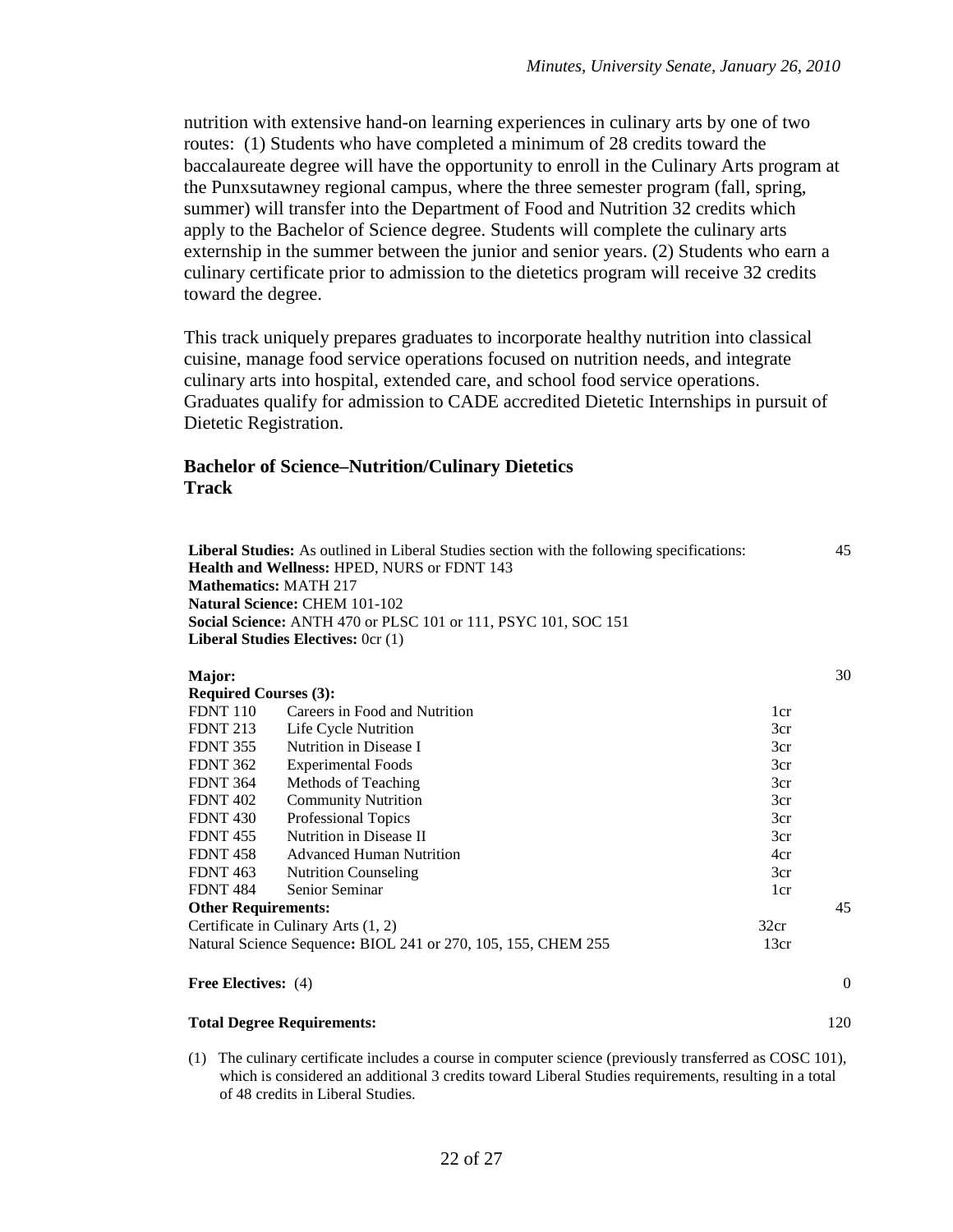nutrition with extensive hand-on learning experiences in culinary arts by one of two routes: (1) Students who have completed a minimum of 28 credits toward the baccalaureate degree will have the opportunity to enroll in the Culinary Arts program at the Punxsutawney regional campus, where the three semester program (fall, spring, summer) will transfer into the Department of Food and Nutrition 32 credits which apply to the Bachelor of Science degree. Students will complete the culinary arts externship in the summer between the junior and senior years. (2) Students who earn a culinary certificate prior to admission to the dietetics program will receive 32 credits toward the degree.

This track uniquely prepares graduates to incorporate healthy nutrition into classical cuisine, manage food service operations focused on nutrition needs, and integrate culinary arts into hospital, extended care, and school food service operations. Graduates qualify for admission to CADE accredited Dietetic Internships in pursuit of Dietetic Registration.

### Bachelor of Science–Nutrition/Culinary Dietetics Track

| | | | |
|---|---|---|---|
| **Liberal Studies:** As outlined in Liberal Studies section with the following specifications: | | | 45 |
| **Health and Wellness:** HPED, NURS or FDNT 143 | | | |
| **Mathematics:** MATH 217 | | | |
| **Natural Science:** CHEM 101-102 | | | |
| **Social Science:** ANTH 470 or PLSC 101 or 111, PSYC 101, SOC 151 | | | |
| **Liberal Studies Electives:** 0cr (1) | | | |
| **Major:** | | | 30 |
| **Required Courses (3):** | | | |
| FDNT 110 | Careers in Food and Nutrition | 1cr | |
| FDNT 213 | Life Cycle Nutrition | 3cr | |
| FDNT 355 | Nutrition in Disease I | 3cr | |
| FDNT 362 | Experimental Foods | 3cr | |
| FDNT 364 | Methods of Teaching | 3cr | |
| FDNT 402 | Community Nutrition | 3cr | |
| FDNT 430 | Professional Topics | 3cr | |
| FDNT 455 | Nutrition in Disease II | 3cr | |
| FDNT 458 | Advanced Human Nutrition | 4cr | |
| FDNT 463 | Nutrition Counseling | 3cr | |
| FDNT 484 | Senior Seminar | 1cr | |
| **Other Requirements:** | | | 45 |
| Certificate in Culinary Arts (1, 2) | | 32cr | |
| Natural Science Sequence**:** BIOL 241 or 270, 105, 155, CHEM 255 | | 13cr | |
| **Free Electives:** (4) | | | 0 |
| **Total Degree Requirements:** | | | 120 |

(1) The culinary certificate includes a course in computer science (previously transferred as COSC 101), which is considered an additional 3 credits toward Liberal Studies requirements, resulting in a total of 48 credits in Liberal Studies.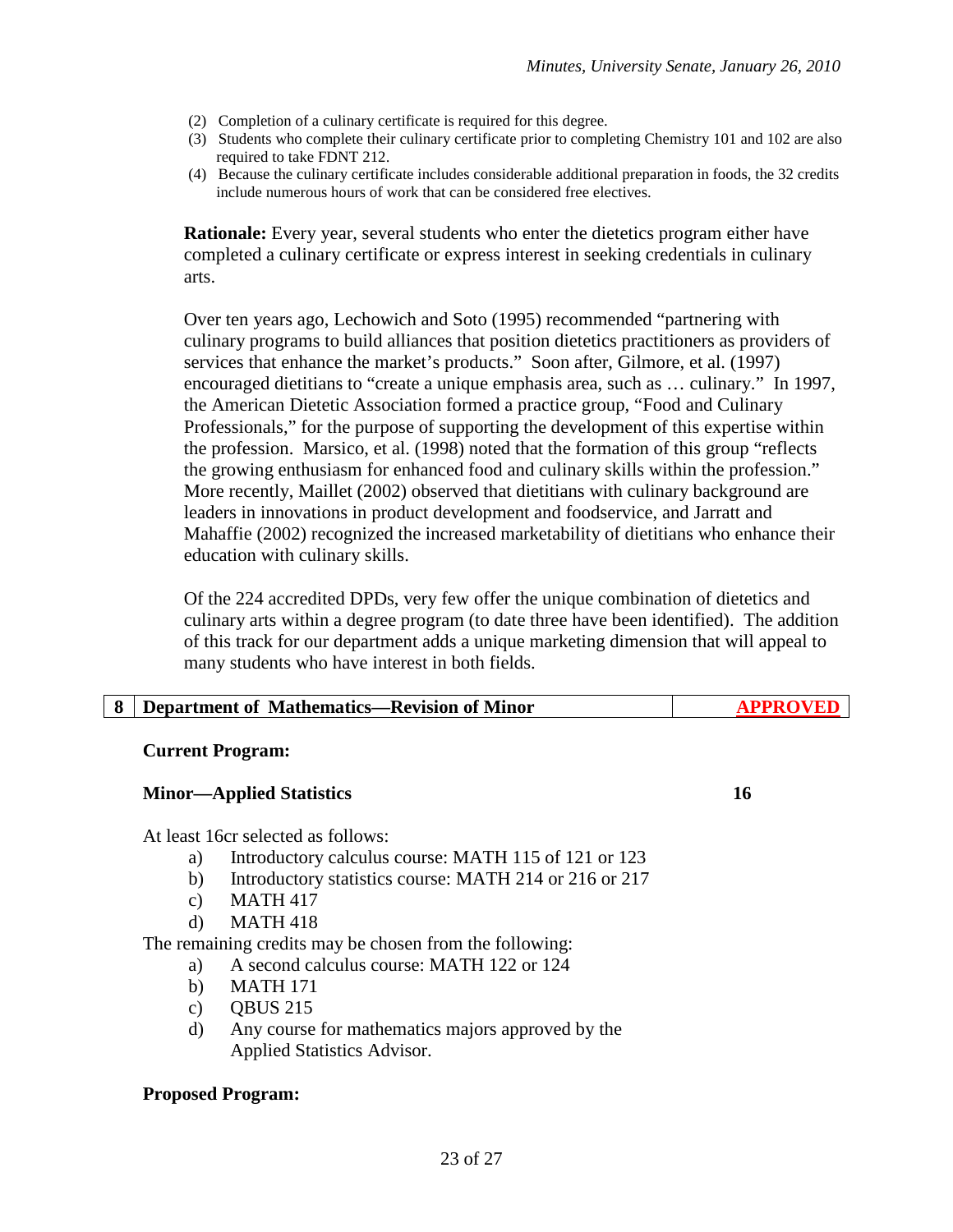(2) Completion of a culinary certificate is required for this degree.
(3) Students who complete their culinary certificate prior to completing Chemistry 101 and 102 are also required to take FDNT 212.
(4) Because the culinary certificate includes considerable additional preparation in foods, the 32 credits include numerous hours of work that can be considered free electives.

**Rationale:** Every year, several students who enter the dietetics program either have completed a culinary certificate or express interest in seeking credentials in culinary arts.

Over ten years ago, Lechowich and Soto (1995) recommended "partnering with culinary programs to build alliances that position dietetics practitioners as providers of services that enhance the market's products." Soon after, Gilmore, et al. (1997) encouraged dietitians to "create a unique emphasis area, such as … culinary." In 1997, the American Dietetic Association formed a practice group, "Food and Culinary Professionals," for the purpose of supporting the development of this expertise within the profession. Marsico, et al. (1998) noted that the formation of this group "reflects the growing enthusiasm for enhanced food and culinary skills within the profession." More recently, Maillet (2002) observed that dietitians with culinary background are leaders in innovations in product development and foodservice, and Jarratt and Mahaffie (2002) recognized the increased marketability of dietitians who enhance their education with culinary skills.

Of the 224 accredited DPDs, very few offer the unique combination of dietetics and culinary arts within a degree program (to date three have been identified). The addition of this track for our department adds a unique marketing dimension that will appeal to many students who have interest in both fields.

| 8 | Department of Mathematics—Revision of Minor | APPROVED |
|---|---|---|

**Current Program:**

**Minor—Applied Statistics** **16**

At least 16cr selected as follows:

a) Introductory calculus course: MATH 115 of 121 or 123
b) Introductory statistics course: MATH 214 or 216 or 217
c) MATH 417
d) MATH 418

The remaining credits may be chosen from the following:

a) A second calculus course: MATH 122 or 124
b) MATH 171
c) QBUS 215
d) Any course for mathematics majors approved by the Applied Statistics Advisor.

**Proposed Program:**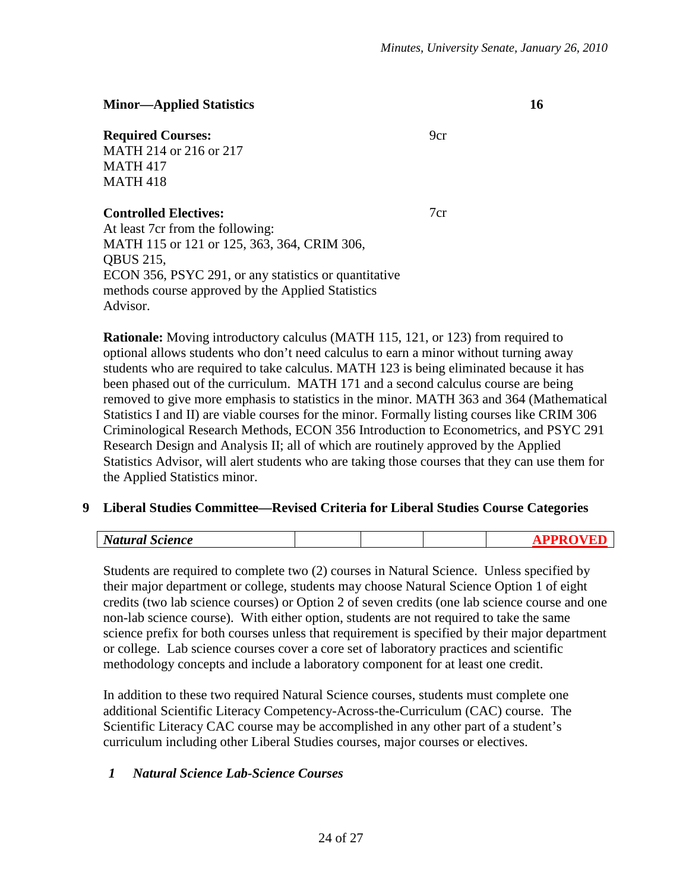**Minor—Applied Statistics** **16**

**Required Courses:** 9cr
MATH 214 or 216 or 217
MATH 417
MATH 418

**Controlled Electives:** 7cr
At least 7cr from the following:
MATH 115 or 121 or 125, 363, 364, CRIM 306,
QBUS 215,
ECON 356, PSYC 291, or any statistics or quantitative methods course approved by the Applied Statistics Advisor.

**Rationale:** Moving introductory calculus (MATH 115, 121, or 123) from required to optional allows students who don't need calculus to earn a minor without turning away students who are required to take calculus. MATH 123 is being eliminated because it has been phased out of the curriculum. MATH 171 and a second calculus course are being removed to give more emphasis to statistics in the minor. MATH 363 and 364 (Mathematical Statistics I and II) are viable courses for the minor. Formally listing courses like CRIM 306 Criminological Research Methods, ECON 356 Introduction to Econometrics, and PSYC 291 Research Design and Analysis II; all of which are routinely approved by the Applied Statistics Advisor, will alert students who are taking those courses that they can use them for the Applied Statistics minor.

## 9 Liberal Studies Committee—Revised Criteria for Liberal Studies Course Categories

| ***Natural Science*** | | | | **APPROVED** |
|---|---|---|---|---|

Students are required to complete two (2) courses in Natural Science. Unless specified by their major department or college, students may choose Natural Science Option 1 of eight credits (two lab science courses) or Option 2 of seven credits (one lab science course and one non-lab science course). With either option, students are not required to take the same science prefix for both courses unless that requirement is specified by their major department or college. Lab science courses cover a core set of laboratory practices and scientific methodology concepts and include a laboratory component for at least one credit.

In addition to these two required Natural Science courses, students must complete one additional Scientific Literacy Competency-Across-the-Curriculum (CAC) course. The Scientific Literacy CAC course may be accomplished in any other part of a student's curriculum including other Liberal Studies courses, major courses or electives.

### *1 Natural Science Lab-Science Courses*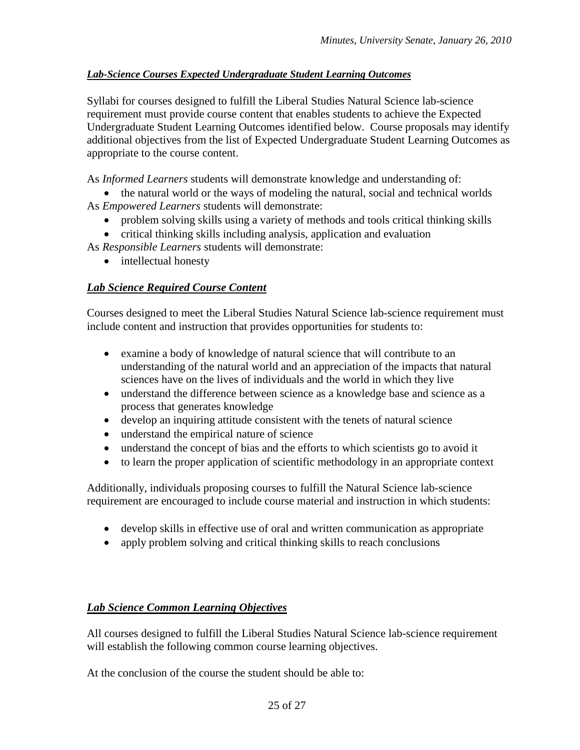### ***Lab-Science Courses Expected Undergraduate Student Learning Outcomes***

Syllabi for courses designed to fulfill the Liberal Studies Natural Science lab-science requirement must provide course content that enables students to achieve the Expected Undergraduate Student Learning Outcomes identified below. Course proposals may identify additional objectives from the list of Expected Undergraduate Student Learning Outcomes as appropriate to the course content.

As *Informed Learners* students will demonstrate knowledge and understanding of:

- the natural world or the ways of modeling the natural, social and technical worlds

As *Empowered Learners* students will demonstrate:

- problem solving skills using a variety of methods and tools critical thinking skills
- critical thinking skills including analysis, application and evaluation

As *Responsible Learners* students will demonstrate:

- intellectual honesty

### ***Lab Science Required Course Content***

Courses designed to meet the Liberal Studies Natural Science lab-science requirement must include content and instruction that provides opportunities for students to:

- examine a body of knowledge of natural science that will contribute to an understanding of the natural world and an appreciation of the impacts that natural sciences have on the lives of individuals and the world in which they live
- understand the difference between science as a knowledge base and science as a process that generates knowledge
- develop an inquiring attitude consistent with the tenets of natural science
- understand the empirical nature of science
- understand the concept of bias and the efforts to which scientists go to avoid it
- to learn the proper application of scientific methodology in an appropriate context

Additionally, individuals proposing courses to fulfill the Natural Science lab-science requirement are encouraged to include course material and instruction in which students:

- develop skills in effective use of oral and written communication as appropriate
- apply problem solving and critical thinking skills to reach conclusions

### ***Lab Science Common Learning Objectives***

All courses designed to fulfill the Liberal Studies Natural Science lab-science requirement will establish the following common course learning objectives.

At the conclusion of the course the student should be able to: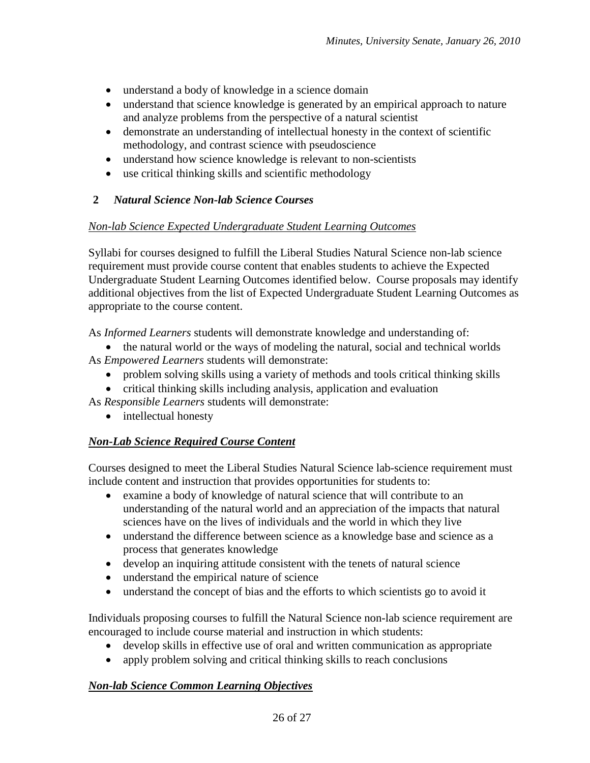- understand a body of knowledge in a science domain
- understand that science knowledge is generated by an empirical approach to nature and analyze problems from the perspective of a natural scientist
- demonstrate an understanding of intellectual honesty in the context of scientific methodology, and contrast science with pseudoscience
- understand how science knowledge is relevant to non-scientists
- use critical thinking skills and scientific methodology

**2** ***Natural Science Non-lab Science Courses***

*Non-lab Science Expected Undergraduate Student Learning Outcomes*

Syllabi for courses designed to fulfill the Liberal Studies Natural Science non-lab science requirement must provide course content that enables students to achieve the Expected Undergraduate Student Learning Outcomes identified below. Course proposals may identify additional objectives from the list of Expected Undergraduate Student Learning Outcomes as appropriate to the course content.

As *Informed Learners* students will demonstrate knowledge and understanding of:

- the natural world or the ways of modeling the natural, social and technical worlds

As *Empowered Learners* students will demonstrate:

- problem solving skills using a variety of methods and tools critical thinking skills
- critical thinking skills including analysis, application and evaluation

As *Responsible Learners* students will demonstrate:

- intellectual honesty

***Non-Lab Science Required Course Content***

Courses designed to meet the Liberal Studies Natural Science lab-science requirement must include content and instruction that provides opportunities for students to:

- examine a body of knowledge of natural science that will contribute to an understanding of the natural world and an appreciation of the impacts that natural sciences have on the lives of individuals and the world in which they live
- understand the difference between science as a knowledge base and science as a process that generates knowledge
- develop an inquiring attitude consistent with the tenets of natural science
- understand the empirical nature of science
- understand the concept of bias and the efforts to which scientists go to avoid it

Individuals proposing courses to fulfill the Natural Science non-lab science requirement are encouraged to include course material and instruction in which students:

- develop skills in effective use of oral and written communication as appropriate
- apply problem solving and critical thinking skills to reach conclusions

***Non-lab Science Common Learning Objectives***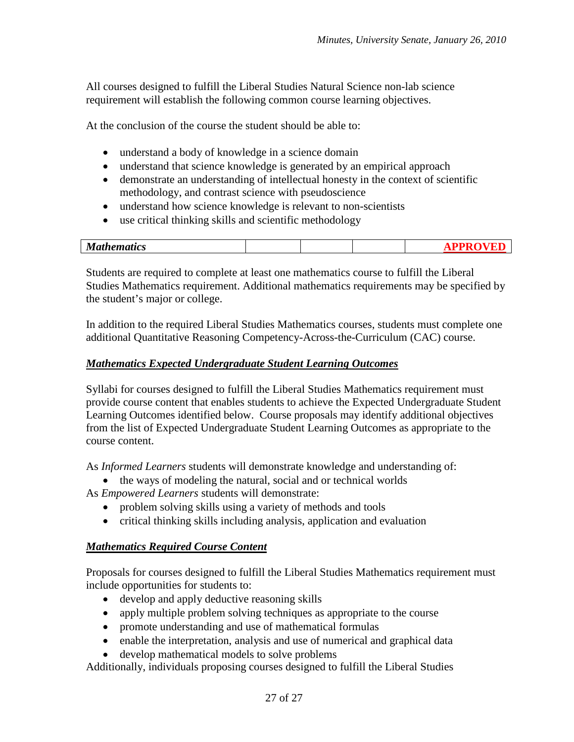All courses designed to fulfill the Liberal Studies Natural Science non-lab science requirement will establish the following common course learning objectives.

At the conclusion of the course the student should be able to:

- understand a body of knowledge in a science domain
- understand that science knowledge is generated by an empirical approach
- demonstrate an understanding of intellectual honesty in the context of scientific methodology, and contrast science with pseudoscience
- understand how science knowledge is relevant to non-scientists
- use critical thinking skills and scientific methodology

| ***Mathematics*** | | | | **APPROVED** |
|---|---|---|---|---|

Students are required to complete at least one mathematics course to fulfill the Liberal Studies Mathematics requirement. Additional mathematics requirements may be specified by the student's major or college.

In addition to the required Liberal Studies Mathematics courses, students must complete one additional Quantitative Reasoning Competency-Across-the-Curriculum (CAC) course.

***Mathematics Expected Undergraduate Student Learning Outcomes***

Syllabi for courses designed to fulfill the Liberal Studies Mathematics requirement must provide course content that enables students to achieve the Expected Undergraduate Student Learning Outcomes identified below. Course proposals may identify additional objectives from the list of Expected Undergraduate Student Learning Outcomes as appropriate to the course content.

As *Informed Learners* students will demonstrate knowledge and understanding of:

- the ways of modeling the natural, social and or technical worlds

As *Empowered Learners* students will demonstrate:

- problem solving skills using a variety of methods and tools
- critical thinking skills including analysis, application and evaluation

***Mathematics Required Course Content***

Proposals for courses designed to fulfill the Liberal Studies Mathematics requirement must include opportunities for students to:

- develop and apply deductive reasoning skills
- apply multiple problem solving techniques as appropriate to the course
- promote understanding and use of mathematical formulas
- enable the interpretation, analysis and use of numerical and graphical data
- develop mathematical models to solve problems

Additionally, individuals proposing courses designed to fulfill the Liberal Studies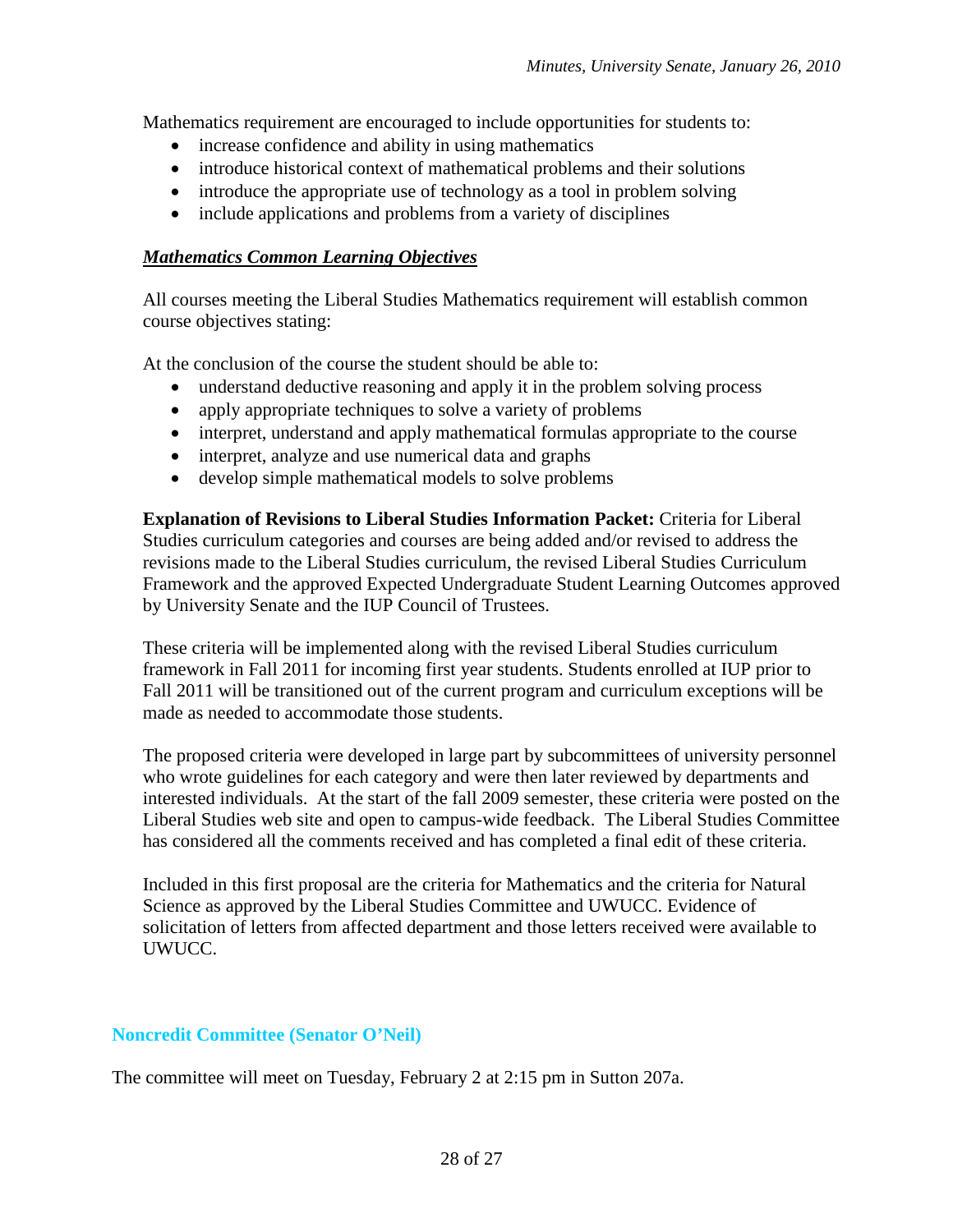Mathematics requirement are encouraged to include opportunities for students to:

- increase confidence and ability in using mathematics
- introduce historical context of mathematical problems and their solutions
- introduce the appropriate use of technology as a tool in problem solving
- include applications and problems from a variety of disciplines

***Mathematics Common Learning Objectives***

All courses meeting the Liberal Studies Mathematics requirement will establish common course objectives stating:

At the conclusion of the course the student should be able to:

- understand deductive reasoning and apply it in the problem solving process
- apply appropriate techniques to solve a variety of problems
- interpret, understand and apply mathematical formulas appropriate to the course
- interpret, analyze and use numerical data and graphs
- develop simple mathematical models to solve problems

**Explanation of Revisions to Liberal Studies Information Packet:** Criteria for Liberal Studies curriculum categories and courses are being added and/or revised to address the revisions made to the Liberal Studies curriculum, the revised Liberal Studies Curriculum Framework and the approved Expected Undergraduate Student Learning Outcomes approved by University Senate and the IUP Council of Trustees.

These criteria will be implemented along with the revised Liberal Studies curriculum framework in Fall 2011 for incoming first year students. Students enrolled at IUP prior to Fall 2011 will be transitioned out of the current program and curriculum exceptions will be made as needed to accommodate those students.

The proposed criteria were developed in large part by subcommittees of university personnel who wrote guidelines for each category and were then later reviewed by departments and interested individuals. At the start of the fall 2009 semester, these criteria were posted on the Liberal Studies web site and open to campus-wide feedback. The Liberal Studies Committee has considered all the comments received and has completed a final edit of these criteria.

Included in this first proposal are the criteria for Mathematics and the criteria for Natural Science as approved by the Liberal Studies Committee and UWUCC. Evidence of solicitation of letters from affected department and those letters received were available to UWUCC.

### Noncredit Committee (Senator O'Neil)

The committee will meet on Tuesday, February 2 at 2:15 pm in Sutton 207a.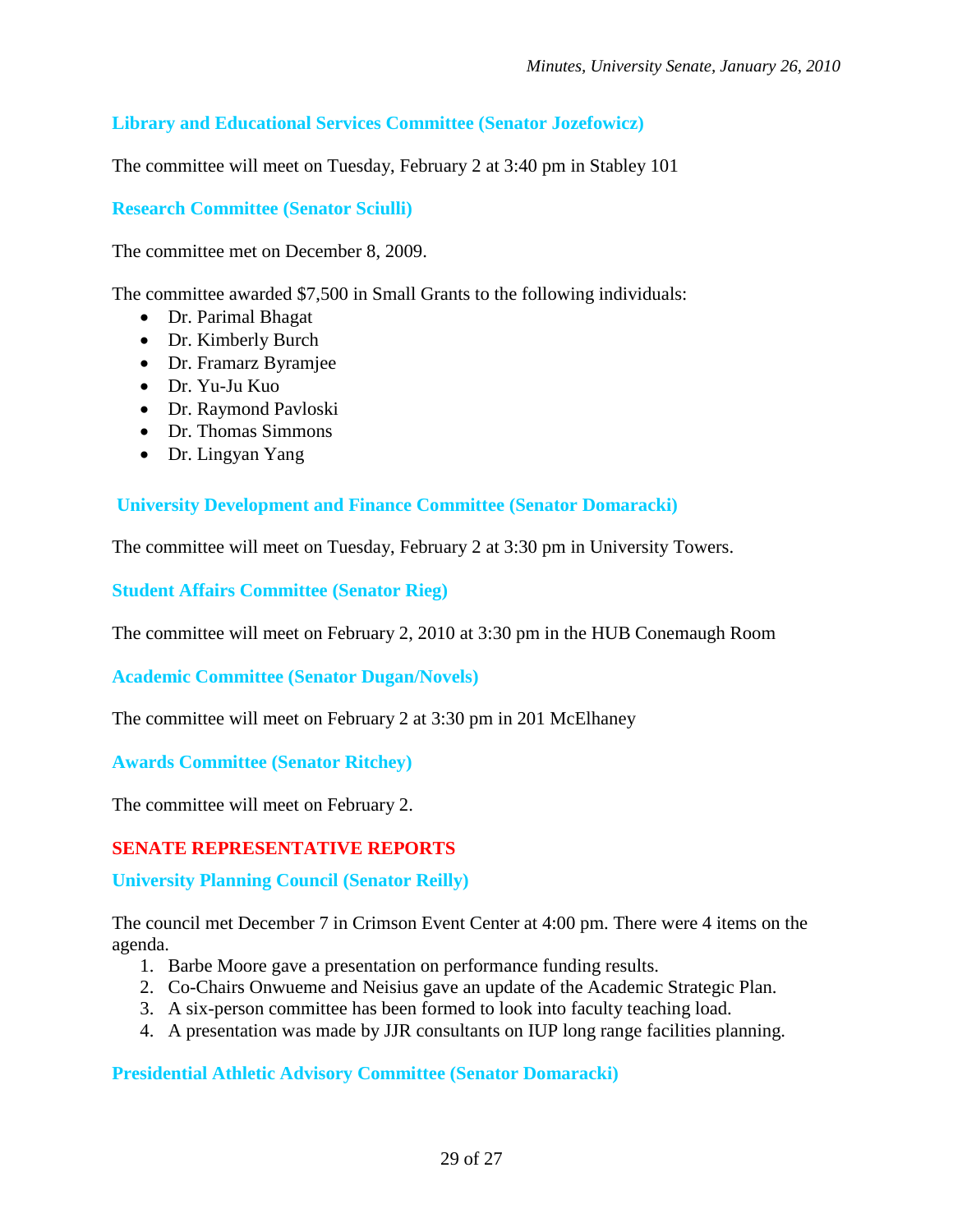### Library and Educational Services Committee (Senator Jozefowicz)

The committee will meet on Tuesday, February 2 at 3:40 pm in Stabley 101

### Research Committee (Senator Sciulli)

The committee met on December 8, 2009.

The committee awarded $7,500 in Small Grants to the following individuals:

- Dr. Parimal Bhagat
- Dr. Kimberly Burch
- Dr. Framarz Byramjee
- Dr. Yu-Ju Kuo
- Dr. Raymond Pavloski
- Dr. Thomas Simmons
- Dr. Lingyan Yang

### University Development and Finance Committee (Senator Domaracki)

The committee will meet on Tuesday, February 2 at 3:30 pm in University Towers.

### Student Affairs Committee (Senator Rieg)

The committee will meet on February 2, 2010 at 3:30 pm in the HUB Conemaugh Room

### Academic Committee (Senator Dugan/Novels)

The committee will meet on February 2 at 3:30 pm in 201 McElhaney

### Awards Committee (Senator Ritchey)

The committee will meet on February 2.

## SENATE REPRESENTATIVE REPORTS

### University Planning Council (Senator Reilly)

The council met December 7 in Crimson Event Center at 4:00 pm. There were 4 items on the agenda.

1. Barbe Moore gave a presentation on performance funding results.
2. Co-Chairs Onwueme and Neisius gave an update of the Academic Strategic Plan.
3. A six-person committee has been formed to look into faculty teaching load.
4. A presentation was made by JJR consultants on IUP long range facilities planning.

### Presidential Athletic Advisory Committee (Senator Domaracki)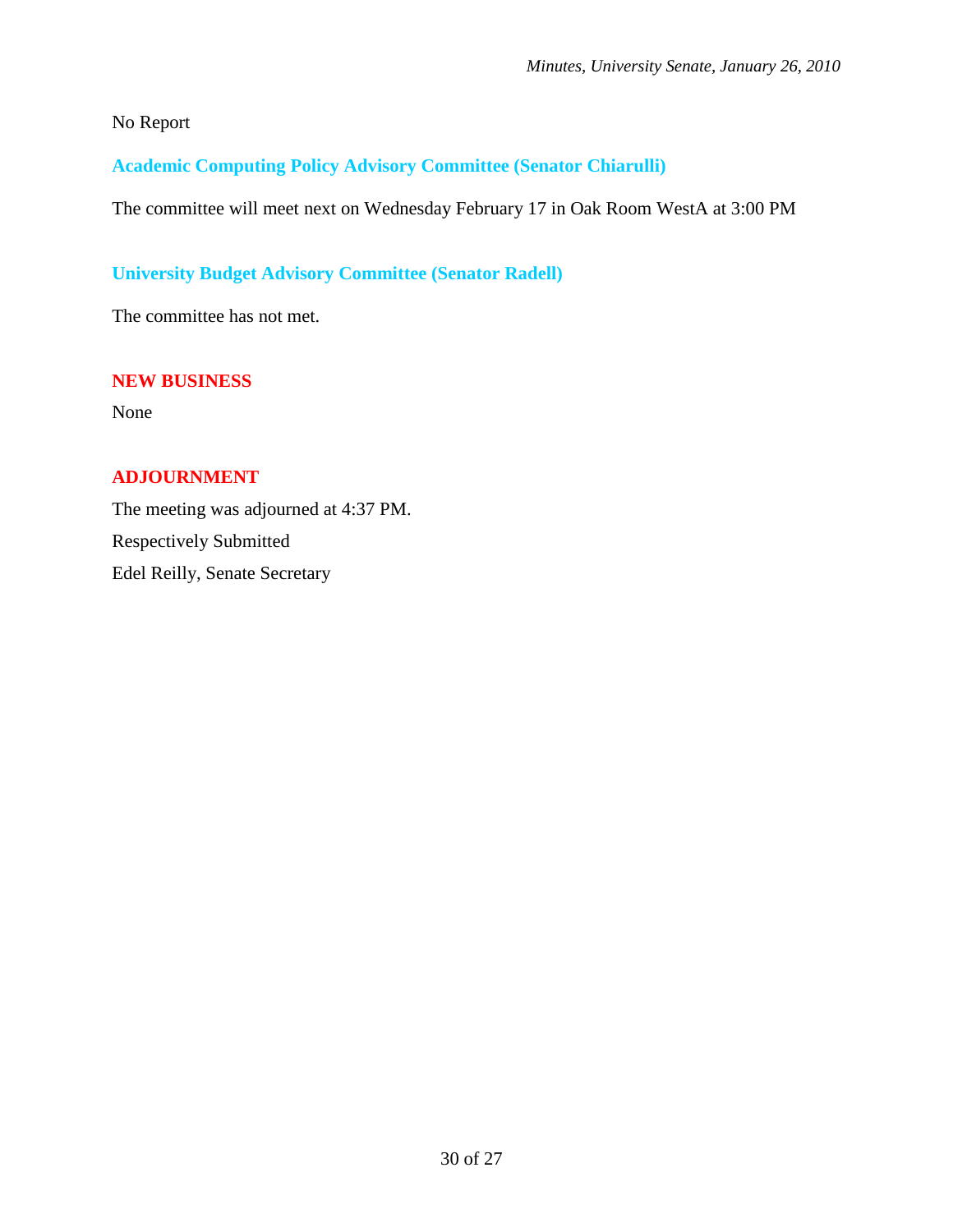No Report

### Academic Computing Policy Advisory Committee (Senator Chiarulli)

The committee will meet next on Wednesday February 17 in Oak Room WestA at 3:00 PM

### University Budget Advisory Committee (Senator Radell)

The committee has not met.

## NEW BUSINESS

None

## ADJOURNMENT

The meeting was adjourned at 4:37 PM.

Respectively Submitted

Edel Reilly, Senate Secretary